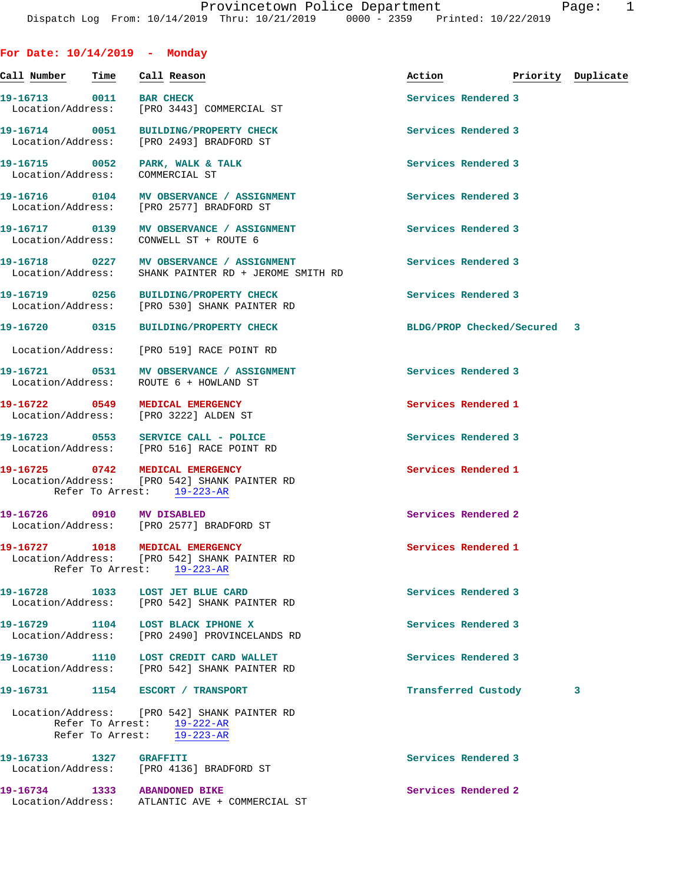Provincetown Police Department
Dispatch Log From: 10/14/2019 Thru: 10/21/2019 0000 - 2359 Printed: 10/22/2019

## For Date: 10/14/2019 - Monday

| Call Number | Time | Call Reason | Action | Priority | Duplicate |
|---|---|---|---|---|---|
| 19-16713 | 0011 | BAR CHECK | Services Rendered | 3 | |
| | | Location/Address: [PRO 3443] COMMERCIAL ST | | | |
| 19-16714 | 0051 | BUILDING/PROPERTY CHECK | Services Rendered | 3 | |
| | | Location/Address: [PRO 2493] BRADFORD ST | | | |
| 19-16715 | 0052 | PARK, WALK & TALK | Services Rendered | 3 | |
| | | Location/Address: COMMERCIAL ST | | | |
| 19-16716 | 0104 | MV OBSERVANCE / ASSIGNMENT | Services Rendered | 3 | |
| | | Location/Address: [PRO 2577] BRADFORD ST | | | |
| 19-16717 | 0139 | MV OBSERVANCE / ASSIGNMENT | Services Rendered | 3 | |
| | | Location/Address: CONWELL ST + ROUTE 6 | | | |
| 19-16718 | 0227 | MV OBSERVANCE / ASSIGNMENT | Services Rendered | 3 | |
| | | Location/Address: SHANK PAINTER RD + JEROME SMITH RD | | | |
| 19-16719 | 0256 | BUILDING/PROPERTY CHECK | Services Rendered | 3 | |
| | | Location/Address: [PRO 530] SHANK PAINTER RD | | | |
| 19-16720 | 0315 | BUILDING/PROPERTY CHECK | BLDG/PROP Checked/Secured | 3 | |
| | | Location/Address: [PRO 519] RACE POINT RD | | | |
| 19-16721 | 0531 | MV OBSERVANCE / ASSIGNMENT | Services Rendered | 3 | |
| | | Location/Address: ROUTE 6 + HOWLAND ST | | | |
| 19-16722 | 0549 | MEDICAL EMERGENCY | Services Rendered | 1 | |
| | | Location/Address: [PRO 3222] ALDEN ST | | | |
| 19-16723 | 0553 | SERVICE CALL - POLICE | Services Rendered | 3 | |
| | | Location/Address: [PRO 516] RACE POINT RD | | | |
| 19-16725 | 0742 | MEDICAL EMERGENCY | Services Rendered | 1 | |
| | | Location/Address: [PRO 542] SHANK PAINTER RD<br>Refer To Arrest: 19-223-AR | | | |
| 19-16726 | 0910 | MV DISABLED | Services Rendered | 2 | |
| | | Location/Address: [PRO 2577] BRADFORD ST | | | |
| 19-16727 | 1018 | MEDICAL EMERGENCY | Services Rendered | 1 | |
| | | Location/Address: [PRO 542] SHANK PAINTER RD<br>Refer To Arrest: 19-223-AR | | | |
| 19-16728 | 1033 | LOST JET BLUE CARD | Services Rendered | 3 | |
| | | Location/Address: [PRO 542] SHANK PAINTER RD | | | |
| 19-16729 | 1104 | LOST BLACK IPHONE X | Services Rendered | 3 | |
| | | Location/Address: [PRO 2490] PROVINCELANDS RD | | | |
| 19-16730 | 1110 | LOST CREDIT CARD WALLET | Services Rendered | 3 | |
| | | Location/Address: [PRO 542] SHANK PAINTER RD | | | |
| 19-16731 | 1154 | ESCORT / TRANSPORT | Transferred Custody | 3 | |
| | | Location/Address: [PRO 542] SHANK PAINTER RD<br>Refer To Arrest: 19-222-AR<br>Refer To Arrest: 19-223-AR | | | |
| 19-16733 | 1327 | GRAFFITI | Services Rendered | 3 | |
| | | Location/Address: [PRO 4136] BRADFORD ST | | | |
| 19-16734 | 1333 | ABANDONED BIKE | Services Rendered | 2 | |
| | | Location/Address: ATLANTIC AVE + COMMERCIAL ST | | | |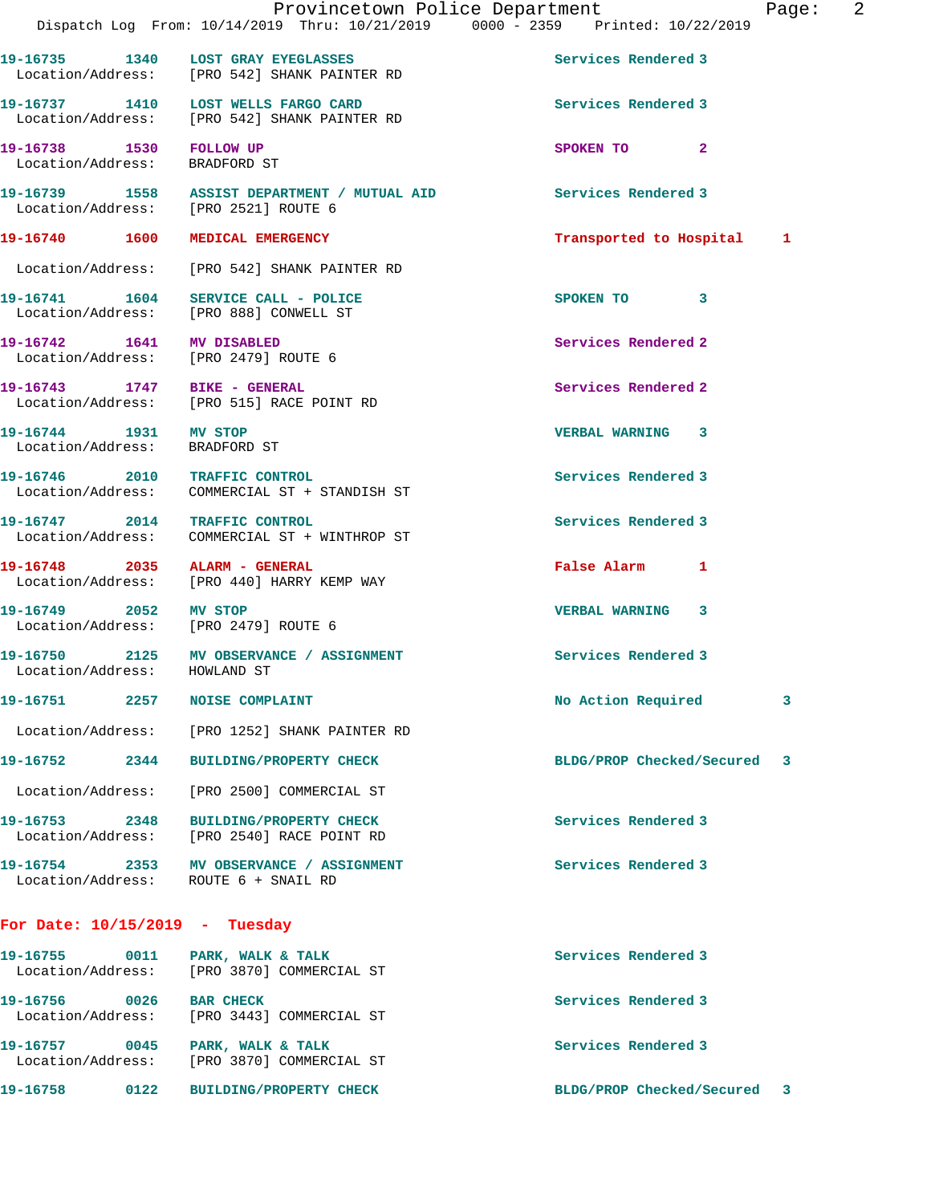19-16735 1340 LOST GRAY EYEGLASSES Services Rendered 3
Location/Address: [PRO 542] SHANK PAINTER RD

19-16737 1410 LOST WELLS FARGO CARD Services Rendered 3
Location/Address: [PRO 542] SHANK PAINTER RD

19-16738 1530 FOLLOW UP SPOKEN TO 2
Location/Address: BRADFORD ST

19-16739 1558 ASSIST DEPARTMENT / MUTUAL AID Services Rendered 3
Location/Address: [PRO 2521] ROUTE 6

19-16740 1600 MEDICAL EMERGENCY Transported to Hospital 1
Location/Address: [PRO 542] SHANK PAINTER RD

19-16741 1604 SERVICE CALL - POLICE SPOKEN TO 3
Location/Address: [PRO 888] CONWELL ST

19-16742 1641 MV DISABLED Services Rendered 2
Location/Address: [PRO 2479] ROUTE 6

19-16743 1747 BIKE - GENERAL Services Rendered 2
Location/Address: [PRO 515] RACE POINT RD

19-16744 1931 MV STOP VERBAL WARNING 3
Location/Address: BRADFORD ST

19-16746 2010 TRAFFIC CONTROL Services Rendered 3
Location/Address: COMMERCIAL ST + STANDISH ST

19-16747 2014 TRAFFIC CONTROL Services Rendered 3
Location/Address: COMMERCIAL ST + WINTHROP ST

19-16748 2035 ALARM - GENERAL False Alarm 1
Location/Address: [PRO 440] HARRY KEMP WAY

19-16749 2052 MV STOP VERBAL WARNING 3
Location/Address: [PRO 2479] ROUTE 6

19-16750 2125 MV OBSERVANCE / ASSIGNMENT Services Rendered 3
Location/Address: HOWLAND ST

19-16751 2257 NOISE COMPLAINT No Action Required 3
Location/Address: [PRO 1252] SHANK PAINTER RD

19-16752 2344 BUILDING/PROPERTY CHECK BLDG/PROP Checked/Secured 3
Location/Address: [PRO 2500] COMMERCIAL ST

19-16753 2348 BUILDING/PROPERTY CHECK Services Rendered 3
Location/Address: [PRO 2540] RACE POINT RD

19-16754 2353 MV OBSERVANCE / ASSIGNMENT Services Rendered 3
Location/Address: ROUTE 6 + SNAIL RD

**For Date: 10/15/2019 - Tuesday**

19-16755 0011 PARK, WALK & TALK Services Rendered 3
Location/Address: [PRO 3870] COMMERCIAL ST

19-16756 0026 BAR CHECK Services Rendered 3
Location/Address: [PRO 3443] COMMERCIAL ST

19-16757 0045 PARK, WALK & TALK Services Rendered 3
Location/Address: [PRO 3870] COMMERCIAL ST

19-16758 0122 BUILDING/PROPERTY CHECK BLDG/PROP Checked/Secured 3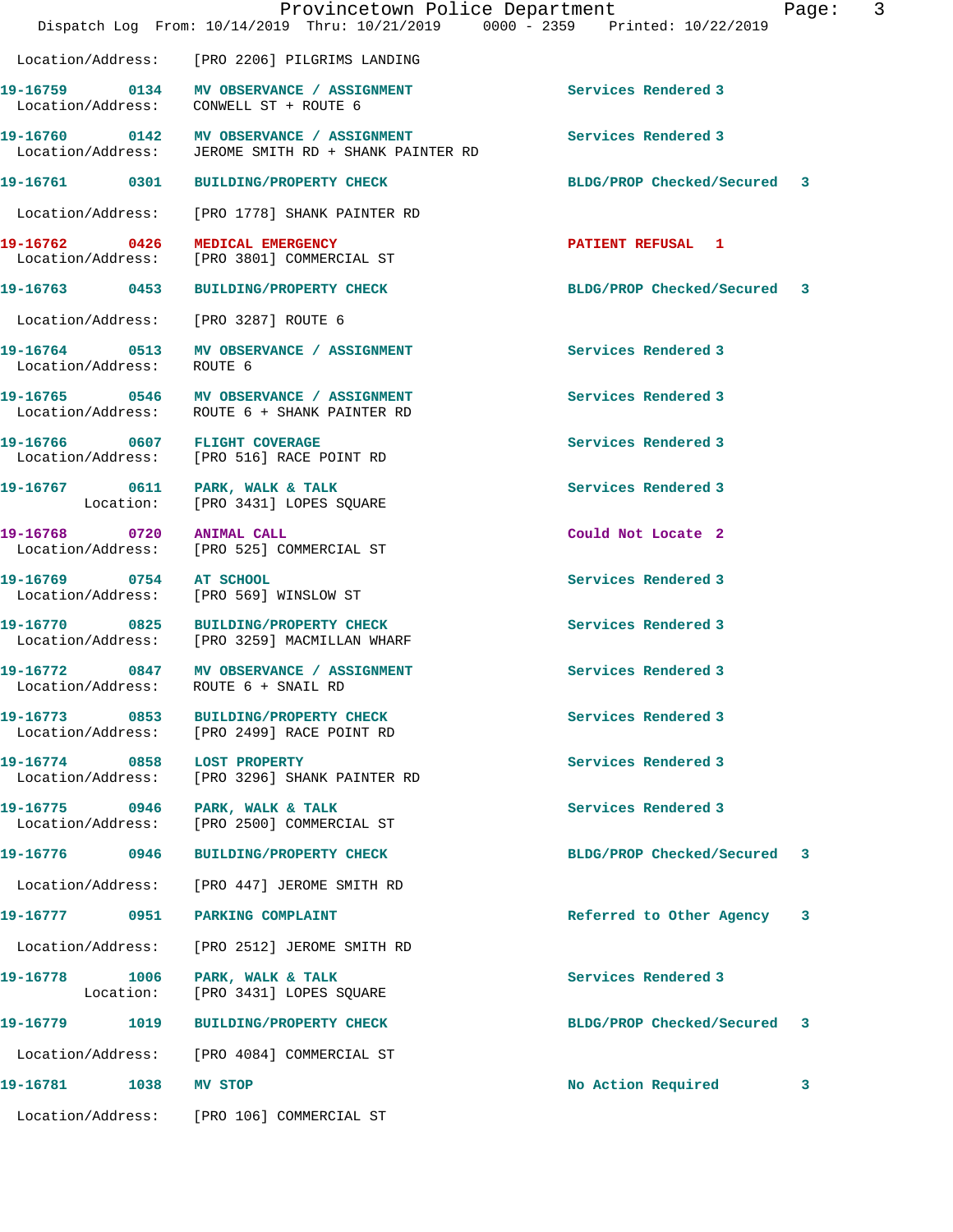Location/Address: [PRO 2206] PILGRIMS LANDING

| Call Number | Time | Call Reason | Action | Priority |
|---|---|---|---|---|
| 19-16759 | 0134 | MV OBSERVANCE / ASSIGNMENT | Services Rendered | 3 |
| | | Location/Address: CONWELL ST + ROUTE 6 | | |
| 19-16760 | 0142 | MV OBSERVANCE / ASSIGNMENT | Services Rendered | 3 |
| | | Location/Address: JEROME SMITH RD + SHANK PAINTER RD | | |
| 19-16761 | 0301 | BUILDING/PROPERTY CHECK | BLDG/PROP Checked/Secured | 3 |
| | | Location/Address: [PRO 1778] SHANK PAINTER RD | | |
| 19-16762 | 0426 | MEDICAL EMERGENCY | PATIENT REFUSAL | 1 |
| | | Location/Address: [PRO 3801] COMMERCIAL ST | | |
| 19-16763 | 0453 | BUILDING/PROPERTY CHECK | BLDG/PROP Checked/Secured | 3 |
| | | Location/Address: [PRO 3287] ROUTE 6 | | |
| 19-16764 | 0513 | MV OBSERVANCE / ASSIGNMENT | Services Rendered | 3 |
| | | Location/Address: ROUTE 6 | | |
| 19-16765 | 0546 | MV OBSERVANCE / ASSIGNMENT | Services Rendered | 3 |
| | | Location/Address: ROUTE 6 + SHANK PAINTER RD | | |
| 19-16766 | 0607 | FLIGHT COVERAGE | Services Rendered | 3 |
| | | Location/Address: [PRO 516] RACE POINT RD | | |
| 19-16767 | 0611 | PARK, WALK & TALK | Services Rendered | 3 |
| | | Location: [PRO 3431] LOPES SQUARE | | |
| 19-16768 | 0720 | ANIMAL CALL | Could Not Locate | 2 |
| | | Location/Address: [PRO 525] COMMERCIAL ST | | |
| 19-16769 | 0754 | AT SCHOOL | Services Rendered | 3 |
| | | Location/Address: [PRO 569] WINSLOW ST | | |
| 19-16770 | 0825 | BUILDING/PROPERTY CHECK | Services Rendered | 3 |
| | | Location/Address: [PRO 3259] MACMILLAN WHARF | | |
| 19-16772 | 0847 | MV OBSERVANCE / ASSIGNMENT | Services Rendered | 3 |
| | | Location/Address: ROUTE 6 + SNAIL RD | | |
| 19-16773 | 0853 | BUILDING/PROPERTY CHECK | Services Rendered | 3 |
| | | Location/Address: [PRO 2499] RACE POINT RD | | |
| 19-16774 | 0858 | LOST PROPERTY | Services Rendered | 3 |
| | | Location/Address: [PRO 3296] SHANK PAINTER RD | | |
| 19-16775 | 0946 | PARK, WALK & TALK | Services Rendered | 3 |
| | | Location/Address: [PRO 2500] COMMERCIAL ST | | |
| 19-16776 | 0946 | BUILDING/PROPERTY CHECK | BLDG/PROP Checked/Secured | 3 |
| | | Location/Address: [PRO 447] JEROME SMITH RD | | |
| 19-16777 | 0951 | PARKING COMPLAINT | Referred to Other Agency | 3 |
| | | Location/Address: [PRO 2512] JEROME SMITH RD | | |
| 19-16778 | 1006 | PARK, WALK & TALK | Services Rendered | 3 |
| | | Location: [PRO 3431] LOPES SQUARE | | |
| 19-16779 | 1019 | BUILDING/PROPERTY CHECK | BLDG/PROP Checked/Secured | 3 |
| | | Location/Address: [PRO 4084] COMMERCIAL ST | | |
| 19-16781 | 1038 | MV STOP | No Action Required | 3 |
| | | Location/Address: [PRO 106] COMMERCIAL ST | | |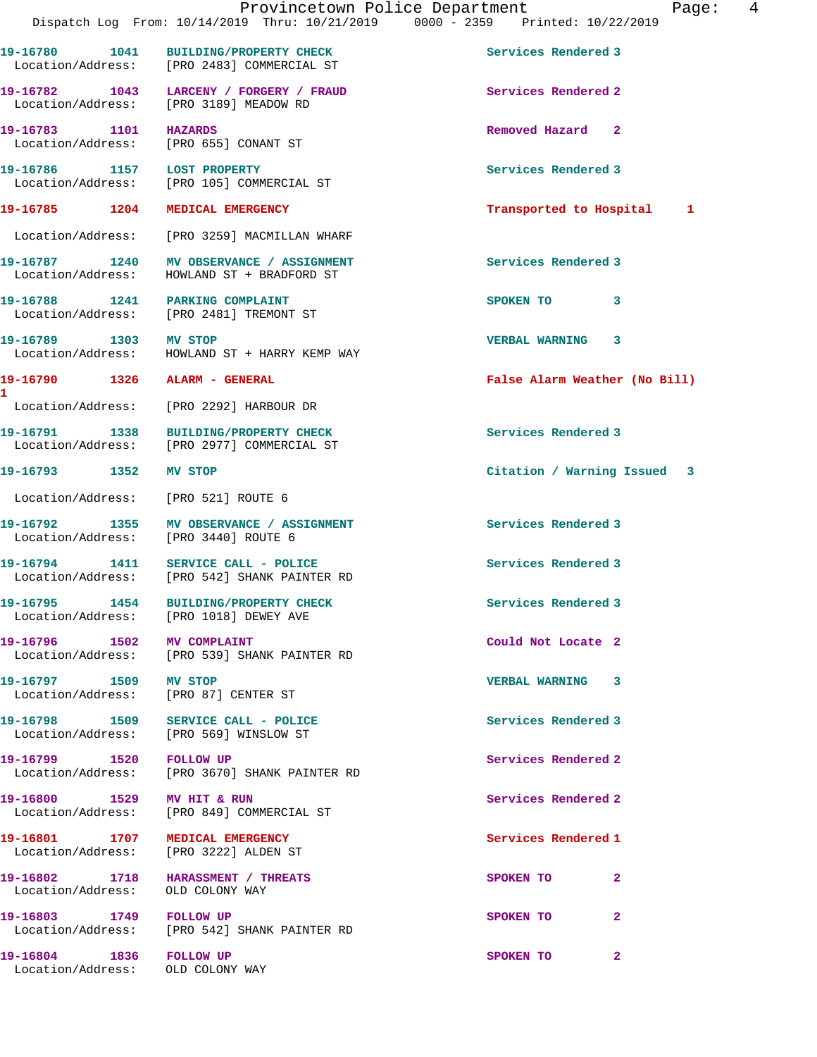| Call # | Time | Call Reason | Action | Priority |
|---|---|---|---|---|
| 19-16780 | 1041 | BUILDING/PROPERTY CHECK | Services Rendered | 3 |
| Location/Address: | | [PRO 2483] COMMERCIAL ST | | |
| 19-16782 | 1043 | LARCENY / FORGERY / FRAUD | Services Rendered | 2 |
| Location/Address: | | [PRO 3189] MEADOW RD | | |
| 19-16783 | 1101 | HAZARDS | Removed Hazard | 2 |
| Location/Address: | | [PRO 655] CONANT ST | | |
| 19-16786 | 1157 | LOST PROPERTY | Services Rendered | 3 |
| Location/Address: | | [PRO 105] COMMERCIAL ST | | |
| 19-16785 | 1204 | MEDICAL EMERGENCY | Transported to Hospital | 1 |
| Location/Address: | | [PRO 3259] MACMILLAN WHARF | | |
| 19-16787 | 1240 | MV OBSERVANCE / ASSIGNMENT | Services Rendered | 3 |
| Location/Address: | | HOWLAND ST + BRADFORD ST | | |
| 19-16788 | 1241 | PARKING COMPLAINT | SPOKEN TO | 3 |
| Location/Address: | | [PRO 2481] TREMONT ST | | |
| 19-16789 | 1303 | MV STOP | VERBAL WARNING | 3 |
| Location/Address: | | HOWLAND ST + HARRY KEMP WAY | | |
| 19-16790 | 1326 | ALARM - GENERAL | False Alarm Weather (No Bill) | 1 |
| Location/Address: | | [PRO 2292] HARBOUR DR | | |
| 19-16791 | 1338 | BUILDING/PROPERTY CHECK | Services Rendered | 3 |
| Location/Address: | | [PRO 2977] COMMERCIAL ST | | |
| 19-16793 | 1352 | MV STOP | Citation / Warning Issued | 3 |
| Location/Address: | | [PRO 521] ROUTE 6 | | |
| 19-16792 | 1355 | MV OBSERVANCE / ASSIGNMENT | Services Rendered | 3 |
| Location/Address: | | [PRO 3440] ROUTE 6 | | |
| 19-16794 | 1411 | SERVICE CALL - POLICE | Services Rendered | 3 |
| Location/Address: | | [PRO 542] SHANK PAINTER RD | | |
| 19-16795 | 1454 | BUILDING/PROPERTY CHECK | Services Rendered | 3 |
| Location/Address: | | [PRO 1018] DEWEY AVE | | |
| 19-16796 | 1502 | MV COMPLAINT | Could Not Locate | 2 |
| Location/Address: | | [PRO 539] SHANK PAINTER RD | | |
| 19-16797 | 1509 | MV STOP | VERBAL WARNING | 3 |
| Location/Address: | | [PRO 87] CENTER ST | | |
| 19-16798 | 1509 | SERVICE CALL - POLICE | Services Rendered | 3 |
| Location/Address: | | [PRO 569] WINSLOW ST | | |
| 19-16799 | 1520 | FOLLOW UP | Services Rendered | 2 |
| Location/Address: | | [PRO 3670] SHANK PAINTER RD | | |
| 19-16800 | 1529 | MV HIT & RUN | Services Rendered | 2 |
| Location/Address: | | [PRO 849] COMMERCIAL ST | | |
| 19-16801 | 1707 | MEDICAL EMERGENCY | Services Rendered | 1 |
| Location/Address: | | [PRO 3222] ALDEN ST | | |
| 19-16802 | 1718 | HARASSMENT / THREATS | SPOKEN TO | 2 |
| Location/Address: | | OLD COLONY WAY | | |
| 19-16803 | 1749 | FOLLOW UP | SPOKEN TO | 2 |
| Location/Address: | | [PRO 542] SHANK PAINTER RD | | |
| 19-16804 | 1836 | FOLLOW UP | SPOKEN TO | 2 |
| Location/Address: | | OLD COLONY WAY | | |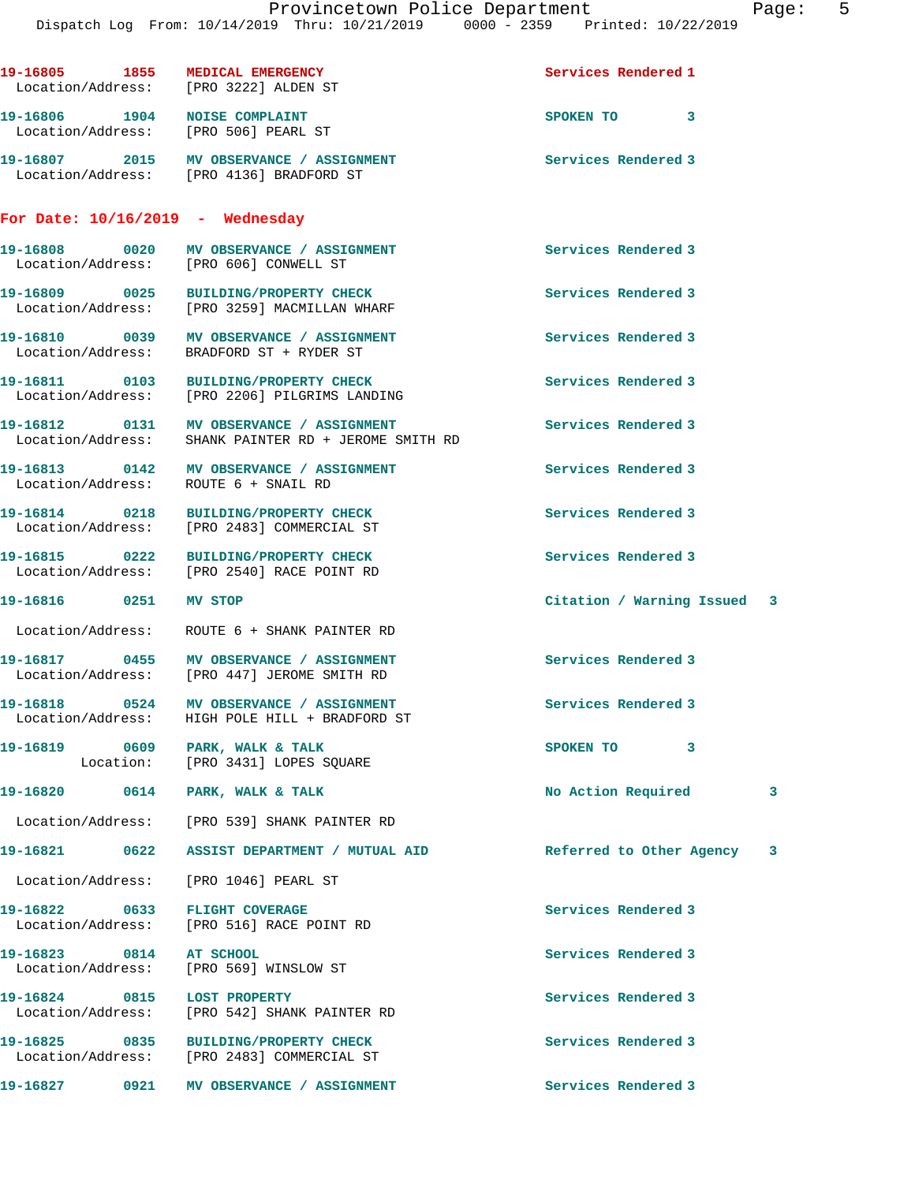19-16805 1855 MEDICAL EMERGENCY Services Rendered 1
Location/Address: [PRO 3222] ALDEN ST

19-16806 1904 NOISE COMPLAINT SPOKEN TO 3
Location/Address: [PRO 506] PEARL ST

19-16807 2015 MV OBSERVANCE / ASSIGNMENT Services Rendered 3
Location/Address: [PRO 4136] BRADFORD ST

## For Date: 10/16/2019 - Wednesday

19-16808 0020 MV OBSERVANCE / ASSIGNMENT Services Rendered 3
Location/Address: [PRO 606] CONWELL ST

19-16809 0025 BUILDING/PROPERTY CHECK Services Rendered 3
Location/Address: [PRO 3259] MACMILLAN WHARF

19-16810 0039 MV OBSERVANCE / ASSIGNMENT Services Rendered 3
Location/Address: BRADFORD ST + RYDER ST

19-16811 0103 BUILDING/PROPERTY CHECK Services Rendered 3
Location/Address: [PRO 2206] PILGRIMS LANDING

19-16812 0131 MV OBSERVANCE / ASSIGNMENT Services Rendered 3
Location/Address: SHANK PAINTER RD + JEROME SMITH RD

19-16813 0142 MV OBSERVANCE / ASSIGNMENT Services Rendered 3
Location/Address: ROUTE 6 + SNAIL RD

19-16814 0218 BUILDING/PROPERTY CHECK Services Rendered 3
Location/Address: [PRO 2483] COMMERCIAL ST

19-16815 0222 BUILDING/PROPERTY CHECK Services Rendered 3
Location/Address: [PRO 2540] RACE POINT RD

19-16816 0251 MV STOP Citation / Warning Issued 3
Location/Address: ROUTE 6 + SHANK PAINTER RD

19-16817 0455 MV OBSERVANCE / ASSIGNMENT Services Rendered 3
Location/Address: [PRO 447] JEROME SMITH RD

19-16818 0524 MV OBSERVANCE / ASSIGNMENT Services Rendered 3
Location/Address: HIGH POLE HILL + BRADFORD ST

19-16819 0609 PARK, WALK & TALK SPOKEN TO 3
Location: [PRO 3431] LOPES SQUARE

19-16820 0614 PARK, WALK & TALK No Action Required 3
Location/Address: [PRO 539] SHANK PAINTER RD

19-16821 0622 ASSIST DEPARTMENT / MUTUAL AID Referred to Other Agency 3
Location/Address: [PRO 1046] PEARL ST

19-16822 0633 FLIGHT COVERAGE Services Rendered 3
Location/Address: [PRO 516] RACE POINT RD

19-16823 0814 AT SCHOOL Services Rendered 3
Location/Address: [PRO 569] WINSLOW ST

19-16824 0815 LOST PROPERTY Services Rendered 3
Location/Address: [PRO 542] SHANK PAINTER RD

19-16825 0835 BUILDING/PROPERTY CHECK Services Rendered 3
Location/Address: [PRO 2483] COMMERCIAL ST

19-16827 0921 MV OBSERVANCE / ASSIGNMENT Services Rendered 3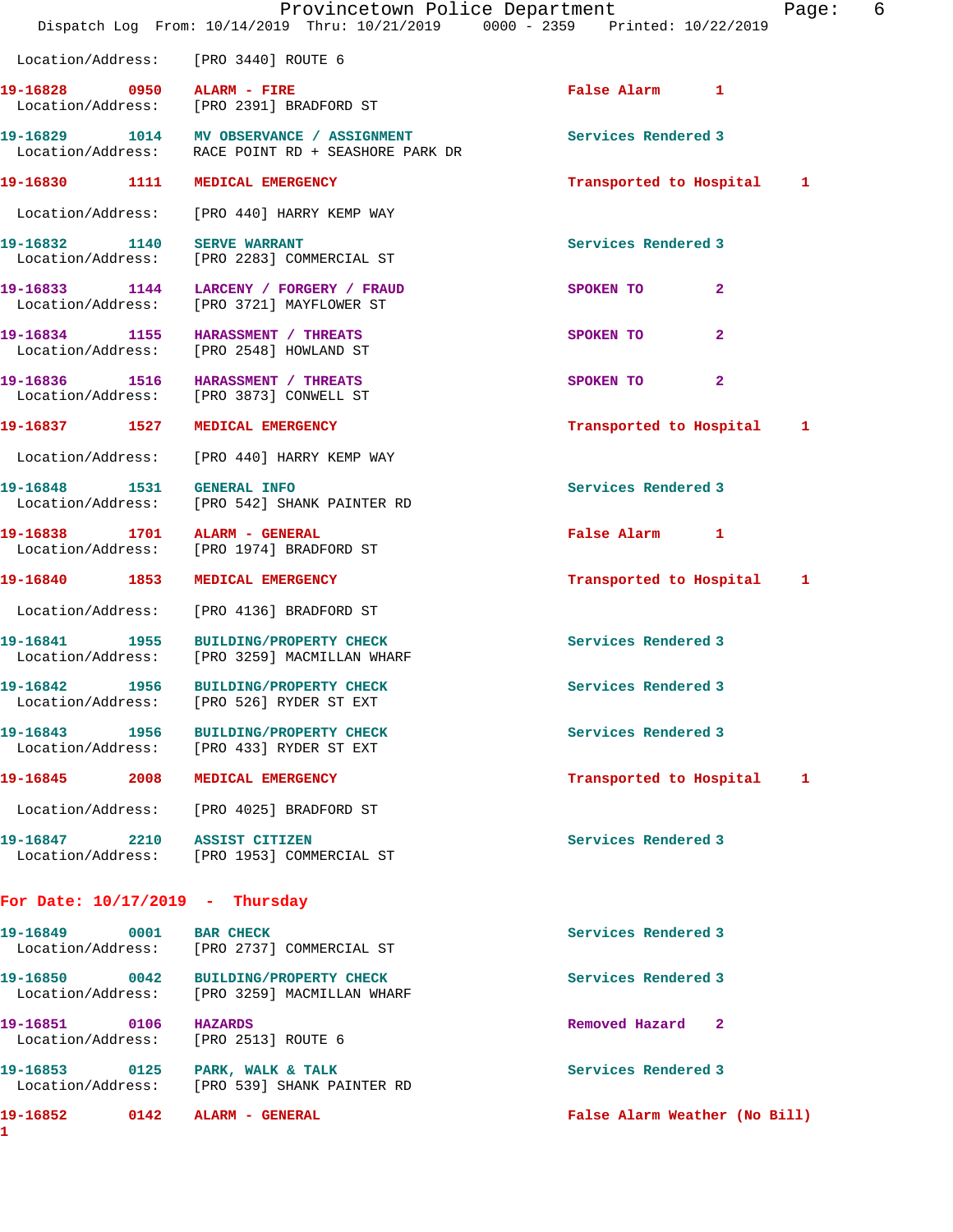Location/Address: [PRO 3440] ROUTE 6

| Call | Time | Type | Disposition | Priority |
|---|---|---|---|---|
| 19-16828 | 0950 | ALARM - FIRE | False Alarm | 1 |

Location/Address: [PRO 2391] BRADFORD ST

| Call | Time | Type | Disposition | Priority |
|---|---|---|---|---|
| 19-16829 | 1014 | MV OBSERVANCE / ASSIGNMENT | Services Rendered | 3 |

Location/Address: RACE POINT RD + SEASHORE PARK DR

| Call | Time | Type | Disposition | Priority |
|---|---|---|---|---|
| 19-16830 | 1111 | MEDICAL EMERGENCY | Transported to Hospital | 1 |

Location/Address: [PRO 440] HARRY KEMP WAY

| Call | Time | Type | Disposition | Priority |
|---|---|---|---|---|
| 19-16832 | 1140 | SERVE WARRANT | Services Rendered | 3 |

Location/Address: [PRO 2283] COMMERCIAL ST

| Call | Time | Type | Disposition | Priority |
|---|---|---|---|---|
| 19-16833 | 1144 | LARCENY / FORGERY / FRAUD | SPOKEN TO | 2 |

Location/Address: [PRO 3721] MAYFLOWER ST

| Call | Time | Type | Disposition | Priority |
|---|---|---|---|---|
| 19-16834 | 1155 | HARASSMENT / THREATS | SPOKEN TO | 2 |

Location/Address: [PRO 2548] HOWLAND ST

| Call | Time | Type | Disposition | Priority |
|---|---|---|---|---|
| 19-16836 | 1516 | HARASSMENT / THREATS | SPOKEN TO | 2 |

Location/Address: [PRO 3873] CONWELL ST

| Call | Time | Type | Disposition | Priority |
|---|---|---|---|---|
| 19-16837 | 1527 | MEDICAL EMERGENCY | Transported to Hospital | 1 |

Location/Address: [PRO 440] HARRY KEMP WAY

| Call | Time | Type | Disposition | Priority |
|---|---|---|---|---|
| 19-16848 | 1531 | GENERAL INFO | Services Rendered | 3 |

Location/Address: [PRO 542] SHANK PAINTER RD

| Call | Time | Type | Disposition | Priority |
|---|---|---|---|---|
| 19-16838 | 1701 | ALARM - GENERAL | False Alarm | 1 |

Location/Address: [PRO 1974] BRADFORD ST

| Call | Time | Type | Disposition | Priority |
|---|---|---|---|---|
| 19-16840 | 1853 | MEDICAL EMERGENCY | Transported to Hospital | 1 |

Location/Address: [PRO 4136] BRADFORD ST

| Call | Time | Type | Disposition | Priority |
|---|---|---|---|---|
| 19-16841 | 1955 | BUILDING/PROPERTY CHECK | Services Rendered | 3 |

Location/Address: [PRO 3259] MACMILLAN WHARF

| Call | Time | Type | Disposition | Priority |
|---|---|---|---|---|
| 19-16842 | 1956 | BUILDING/PROPERTY CHECK | Services Rendered | 3 |

Location/Address: [PRO 526] RYDER ST EXT

| Call | Time | Type | Disposition | Priority |
|---|---|---|---|---|
| 19-16843 | 1956 | BUILDING/PROPERTY CHECK | Services Rendered | 3 |

Location/Address: [PRO 433] RYDER ST EXT

| Call | Time | Type | Disposition | Priority |
|---|---|---|---|---|
| 19-16845 | 2008 | MEDICAL EMERGENCY | Transported to Hospital | 1 |

Location/Address: [PRO 4025] BRADFORD ST

| Call | Time | Type | Disposition | Priority |
|---|---|---|---|---|
| 19-16847 | 2210 | ASSIST CITIZEN | Services Rendered | 3 |

Location/Address: [PRO 1953] COMMERCIAL ST

## For Date: 10/17/2019 - Thursday

| Call | Time | Type | Disposition | Priority |
|---|---|---|---|---|
| 19-16849 | 0001 | BAR CHECK | Services Rendered | 3 |

Location/Address: [PRO 2737] COMMERCIAL ST

| Call | Time | Type | Disposition | Priority |
|---|---|---|---|---|
| 19-16850 | 0042 | BUILDING/PROPERTY CHECK | Services Rendered | 3 |

Location/Address: [PRO 3259] MACMILLAN WHARF

| Call | Time | Type | Disposition | Priority |
|---|---|---|---|---|
| 19-16851 | 0106 | HAZARDS | Removed Hazard | 2 |

Location/Address: [PRO 2513] ROUTE 6

| Call | Time | Type | Disposition | Priority |
|---|---|---|---|---|
| 19-16853 | 0125 | PARK, WALK & TALK | Services Rendered | 3 |

Location/Address: [PRO 539] SHANK PAINTER RD

| Call | Time | Type | Disposition | Priority |
|---|---|---|---|---|
| 19-16852 | 0142 | ALARM - GENERAL | False Alarm Weather (No Bill) | 1 |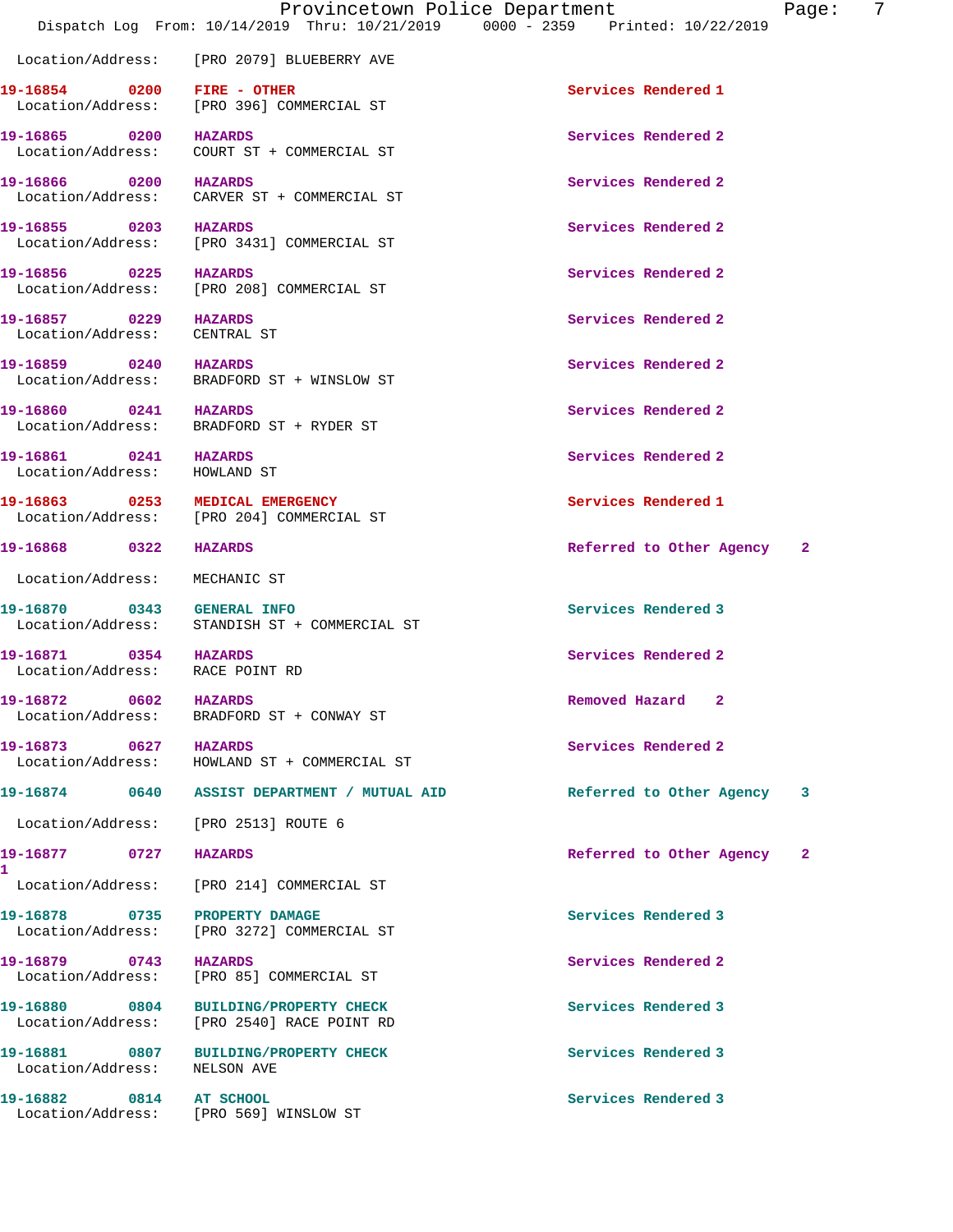Location/Address: [PRO 2079] BLUEBERRY AVE

| Call | Time | Type | Disposition |
|---|---|---|---|
| 19-16854 | 0200 | FIRE - OTHER | Services Rendered 1 |
| Location/Address: | [PRO 396] COMMERCIAL ST | | |
| 19-16865 | 0200 | HAZARDS | Services Rendered 2 |
| Location/Address: | COURT ST + COMMERCIAL ST | | |
| 19-16866 | 0200 | HAZARDS | Services Rendered 2 |
| Location/Address: | CARVER ST + COMMERCIAL ST | | |
| 19-16855 | 0203 | HAZARDS | Services Rendered 2 |
| Location/Address: | [PRO 3431] COMMERCIAL ST | | |
| 19-16856 | 0225 | HAZARDS | Services Rendered 2 |
| Location/Address: | [PRO 208] COMMERCIAL ST | | |
| 19-16857 | 0229 | HAZARDS | Services Rendered 2 |
| Location/Address: | CENTRAL ST | | |
| 19-16859 | 0240 | HAZARDS | Services Rendered 2 |
| Location/Address: | BRADFORD ST + WINSLOW ST | | |
| 19-16860 | 0241 | HAZARDS | Services Rendered 2 |
| Location/Address: | BRADFORD ST + RYDER ST | | |
| 19-16861 | 0241 | HAZARDS | Services Rendered 2 |
| Location/Address: | HOWLAND ST | | |
| 19-16863 | 0253 | MEDICAL EMERGENCY | Services Rendered 1 |
| Location/Address: | [PRO 204] COMMERCIAL ST | | |
| 19-16868 | 0322 | HAZARDS | Referred to Other Agency 2 |
| Location/Address: | MECHANIC ST | | |
| 19-16870 | 0343 | GENERAL INFO | Services Rendered 3 |
| Location/Address: | STANDISH ST + COMMERCIAL ST | | |
| 19-16871 | 0354 | HAZARDS | Services Rendered 2 |
| Location/Address: | RACE POINT RD | | |
| 19-16872 | 0602 | HAZARDS | Removed Hazard 2 |
| Location/Address: | BRADFORD ST + CONWAY ST | | |
| 19-16873 | 0627 | HAZARDS | Services Rendered 2 |
| Location/Address: | HOWLAND ST + COMMERCIAL ST | | |
| 19-16874 | 0640 | ASSIST DEPARTMENT / MUTUAL AID | Referred to Other Agency 3 |
| Location/Address: | [PRO 2513] ROUTE 6 | | |
| 19-16877 1 | 0727 | HAZARDS | Referred to Other Agency 2 |
| Location/Address: | [PRO 214] COMMERCIAL ST | | |
| 19-16878 | 0735 | PROPERTY DAMAGE | Services Rendered 3 |
| Location/Address: | [PRO 3272] COMMERCIAL ST | | |
| 19-16879 | 0743 | HAZARDS | Services Rendered 2 |
| Location/Address: | [PRO 85] COMMERCIAL ST | | |
| 19-16880 | 0804 | BUILDING/PROPERTY CHECK | Services Rendered 3 |
| Location/Address: | [PRO 2540] RACE POINT RD | | |
| 19-16881 | 0807 | BUILDING/PROPERTY CHECK | Services Rendered 3 |
| Location/Address: | NELSON AVE | | |
| 19-16882 | 0814 | AT SCHOOL | Services Rendered 3 |
| Location/Address: | [PRO 569] WINSLOW ST | | |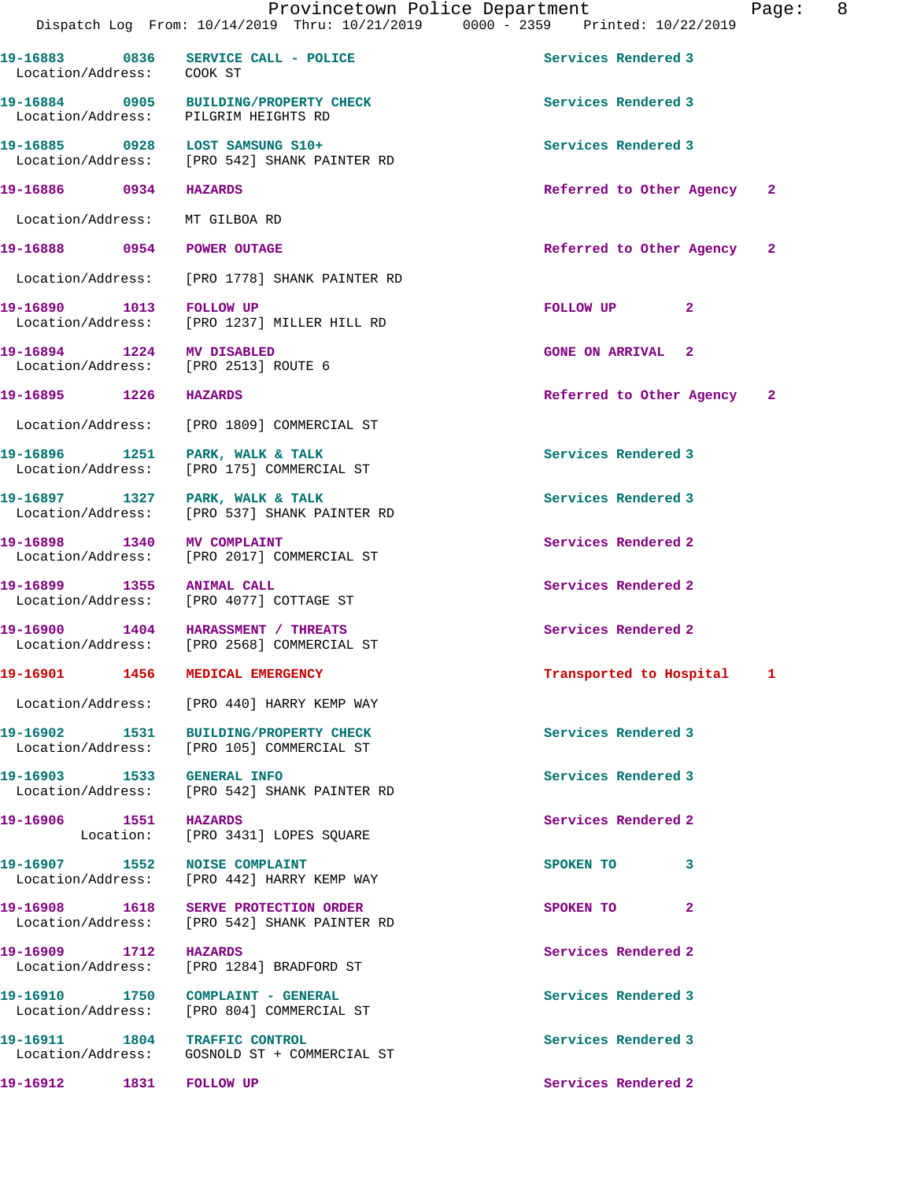19-16883 0836 SERVICE CALL - POLICE Services Rendered 3
Location/Address: COOK ST

19-16884 0905 BUILDING/PROPERTY CHECK Services Rendered 3
Location/Address: PILGRIM HEIGHTS RD

19-16885 0928 LOST SAMSUNG S10+ Services Rendered 3
Location/Address: [PRO 542] SHANK PAINTER RD

19-16886 0934 HAZARDS Referred to Other Agency 2
Location/Address: MT GILBOA RD

19-16888 0954 POWER OUTAGE Referred to Other Agency 2
Location/Address: [PRO 1778] SHANK PAINTER RD

19-16890 1013 FOLLOW UP FOLLOW UP 2
Location/Address: [PRO 1237] MILLER HILL RD

19-16894 1224 MV DISABLED GONE ON ARRIVAL 2
Location/Address: [PRO 2513] ROUTE 6

19-16895 1226 HAZARDS Referred to Other Agency 2
Location/Address: [PRO 1809] COMMERCIAL ST

19-16896 1251 PARK, WALK & TALK Services Rendered 3
Location/Address: [PRO 175] COMMERCIAL ST

19-16897 1327 PARK, WALK & TALK Services Rendered 3
Location/Address: [PRO 537] SHANK PAINTER RD

19-16898 1340 MV COMPLAINT Services Rendered 2
Location/Address: [PRO 2017] COMMERCIAL ST

19-16899 1355 ANIMAL CALL Services Rendered 2
Location/Address: [PRO 4077] COTTAGE ST

19-16900 1404 HARASSMENT / THREATS Services Rendered 2
Location/Address: [PRO 2568] COMMERCIAL ST

19-16901 1456 MEDICAL EMERGENCY Transported to Hospital 1
Location/Address: [PRO 440] HARRY KEMP WAY

19-16902 1531 BUILDING/PROPERTY CHECK Services Rendered 3
Location/Address: [PRO 105] COMMERCIAL ST

19-16903 1533 GENERAL INFO Services Rendered 3
Location/Address: [PRO 542] SHANK PAINTER RD

19-16906 1551 HAZARDS Services Rendered 2
Location: [PRO 3431] LOPES SQUARE

19-16907 1552 NOISE COMPLAINT SPOKEN TO 3
Location/Address: [PRO 442] HARRY KEMP WAY

19-16908 1618 SERVE PROTECTION ORDER SPOKEN TO 2
Location/Address: [PRO 542] SHANK PAINTER RD

19-16909 1712 HAZARDS Services Rendered 2
Location/Address: [PRO 1284] BRADFORD ST

19-16910 1750 COMPLAINT - GENERAL Services Rendered 3
Location/Address: [PRO 804] COMMERCIAL ST

19-16911 1804 TRAFFIC CONTROL Services Rendered 3
Location/Address: GOSNOLD ST + COMMERCIAL ST

19-16912 1831 FOLLOW UP Services Rendered 2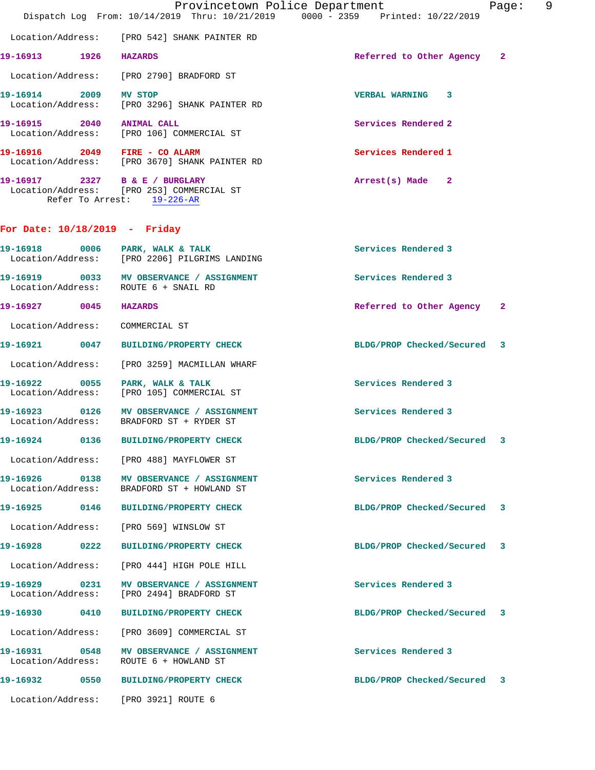Location/Address: [PRO 542] SHANK PAINTER RD

**19-16913 1926 HAZARDS** Referred to Other Agency 2

Location/Address: [PRO 2790] BRADFORD ST

**19-16914 2009 MV STOP** VERBAL WARNING 3
Location/Address: [PRO 3296] SHANK PAINTER RD

**19-16915 2040 ANIMAL CALL** Services Rendered 2
Location/Address: [PRO 106] COMMERCIAL ST

**19-16916 2049 FIRE - CO ALARM** Services Rendered 1
Location/Address: [PRO 3670] SHANK PAINTER RD

**19-16917 2327 B & E / BURGLARY** Arrest(s) Made 2
Location/Address: [PRO 253] COMMERCIAL ST
Refer To Arrest: 19-226-AR

## For Date: 10/18/2019 - Friday

**19-16918 0006 PARK, WALK & TALK** Services Rendered 3
Location/Address: [PRO 2206] PILGRIMS LANDING

**19-16919 0033 MV OBSERVANCE / ASSIGNMENT** Services Rendered 3
Location/Address: ROUTE 6 + SNAIL RD

**19-16927 0045 HAZARDS** Referred to Other Agency 2

Location/Address: COMMERCIAL ST

**19-16921 0047 BUILDING/PROPERTY CHECK** BLDG/PROP Checked/Secured 3

Location/Address: [PRO 3259] MACMILLAN WHARF

**19-16922 0055 PARK, WALK & TALK** Services Rendered 3
Location/Address: [PRO 105] COMMERCIAL ST

**19-16923 0126 MV OBSERVANCE / ASSIGNMENT** Services Rendered 3
Location/Address: BRADFORD ST + RYDER ST

**19-16924 0136 BUILDING/PROPERTY CHECK** BLDG/PROP Checked/Secured 3

Location/Address: [PRO 488] MAYFLOWER ST

**19-16926 0138 MV OBSERVANCE / ASSIGNMENT** Services Rendered 3
Location/Address: BRADFORD ST + HOWLAND ST

**19-16925 0146 BUILDING/PROPERTY CHECK** BLDG/PROP Checked/Secured 3

Location/Address: [PRO 569] WINSLOW ST

**19-16928 0222 BUILDING/PROPERTY CHECK** BLDG/PROP Checked/Secured 3

Location/Address: [PRO 444] HIGH POLE HILL

**19-16929 0231 MV OBSERVANCE / ASSIGNMENT** Services Rendered 3
Location/Address: [PRO 2494] BRADFORD ST

**19-16930 0410 BUILDING/PROPERTY CHECK** BLDG/PROP Checked/Secured 3

Location/Address: [PRO 3609] COMMERCIAL ST

**19-16931 0548 MV OBSERVANCE / ASSIGNMENT** Services Rendered 3
Location/Address: ROUTE 6 + HOWLAND ST

**19-16932 0550 BUILDING/PROPERTY CHECK** BLDG/PROP Checked/Secured 3

Location/Address: [PRO 3921] ROUTE 6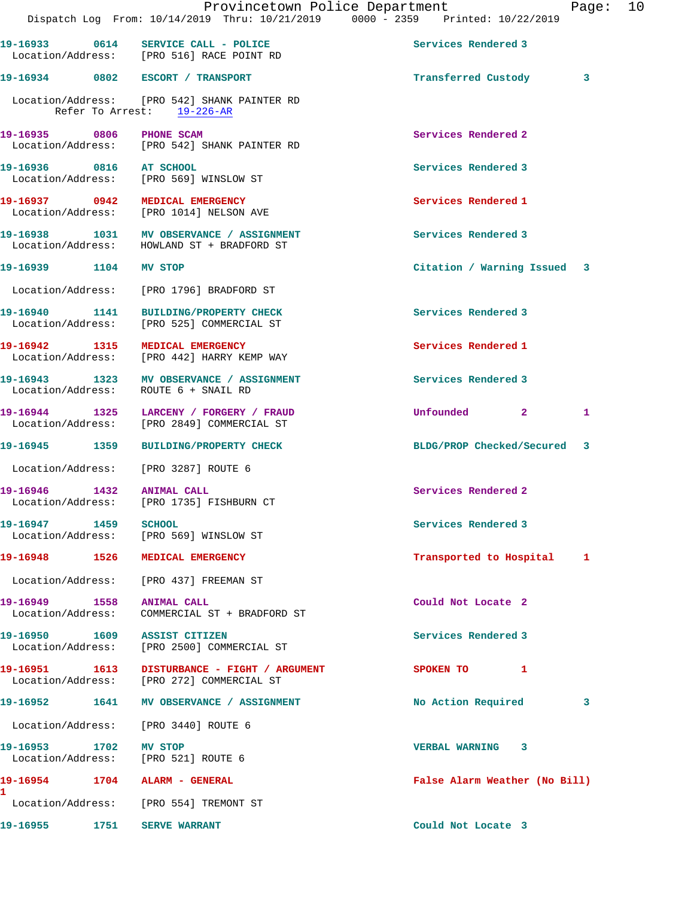19-16933 0614 SERVICE CALL - POLICE Services Rendered 3
Location/Address: [PRO 516] RACE POINT RD

19-16934 0802 ESCORT / TRANSPORT Transferred Custody 3
Location/Address: [PRO 542] SHANK PAINTER RD
Refer To Arrest: 19-226-AR

19-16935 0806 PHONE SCAM Services Rendered 2
Location/Address: [PRO 542] SHANK PAINTER RD

19-16936 0816 AT SCHOOL Services Rendered 3
Location/Address: [PRO 569] WINSLOW ST

19-16937 0942 MEDICAL EMERGENCY Services Rendered 1
Location/Address: [PRO 1014] NELSON AVE

19-16938 1031 MV OBSERVANCE / ASSIGNMENT Services Rendered 3
Location/Address: HOWLAND ST + BRADFORD ST

19-16939 1104 MV STOP Citation / Warning Issued 3
Location/Address: [PRO 1796] BRADFORD ST

19-16940 1141 BUILDING/PROPERTY CHECK Services Rendered 3
Location/Address: [PRO 525] COMMERCIAL ST

19-16942 1315 MEDICAL EMERGENCY Services Rendered 1
Location/Address: [PRO 442] HARRY KEMP WAY

19-16943 1323 MV OBSERVANCE / ASSIGNMENT Services Rendered 3
Location/Address: ROUTE 6 + SNAIL RD

19-16944 1325 LARCENY / FORGERY / FRAUD Unfounded 2 1
Location/Address: [PRO 2849] COMMERCIAL ST

19-16945 1359 BUILDING/PROPERTY CHECK BLDG/PROP Checked/Secured 3
Location/Address: [PRO 3287] ROUTE 6

19-16946 1432 ANIMAL CALL Services Rendered 2
Location/Address: [PRO 1735] FISHBURN CT

19-16947 1459 SCHOOL Services Rendered 3
Location/Address: [PRO 569] WINSLOW ST

19-16948 1526 MEDICAL EMERGENCY Transported to Hospital 1
Location/Address: [PRO 437] FREEMAN ST

19-16949 1558 ANIMAL CALL Could Not Locate 2
Location/Address: COMMERCIAL ST + BRADFORD ST

19-16950 1609 ASSIST CITIZEN Services Rendered 3
Location/Address: [PRO 2500] COMMERCIAL ST

19-16951 1613 DISTURBANCE - FIGHT / ARGUMENT SPOKEN TO 1
Location/Address: [PRO 272] COMMERCIAL ST

19-16952 1641 MV OBSERVANCE / ASSIGNMENT No Action Required 3
Location/Address: [PRO 3440] ROUTE 6

19-16953 1702 MV STOP VERBAL WARNING 3
Location/Address: [PRO 521] ROUTE 6

19-16954 1704 ALARM - GENERAL False Alarm Weather (No Bill) 1
Location/Address: [PRO 554] TREMONT ST

19-16955 1751 SERVE WARRANT Could Not Locate 3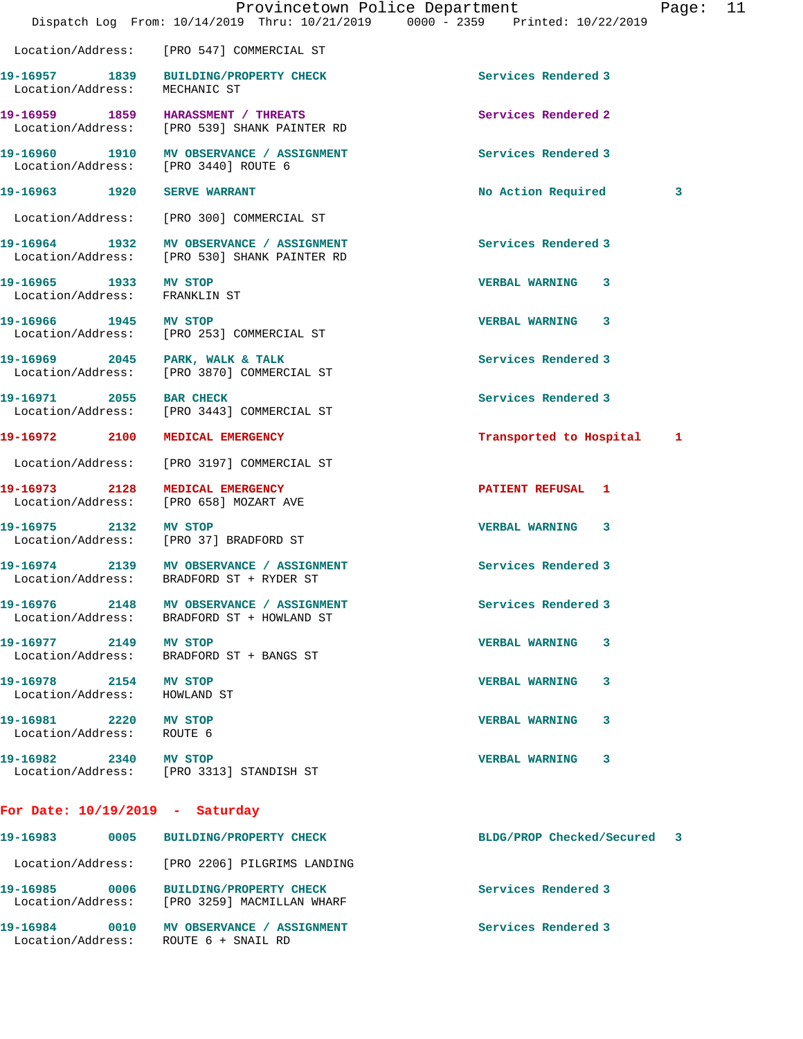Location/Address: [PRO 547] COMMERCIAL ST

| Call # | Time | Call Reason | Action | Priority |
|---|---|---|---|---|
| 19-16957 | 1839 | BUILDING/PROPERTY CHECK | Services Rendered | 3 |
| | | Location/Address: MECHANIC ST | | |
| 19-16959 | 1859 | HARASSMENT / THREATS | Services Rendered | 2 |
| | | Location/Address: [PRO 539] SHANK PAINTER RD | | |
| 19-16960 | 1910 | MV OBSERVANCE / ASSIGNMENT | Services Rendered | 3 |
| | | Location/Address: [PRO 3440] ROUTE 6 | | |
| 19-16963 | 1920 | SERVE WARRANT | No Action Required | 3 |
| | | Location/Address: [PRO 300] COMMERCIAL ST | | |
| 19-16964 | 1932 | MV OBSERVANCE / ASSIGNMENT | Services Rendered | 3 |
| | | Location/Address: [PRO 530] SHANK PAINTER RD | | |
| 19-16965 | 1933 | MV STOP | VERBAL WARNING | 3 |
| | | Location/Address: FRANKLIN ST | | |
| 19-16966 | 1945 | MV STOP | VERBAL WARNING | 3 |
| | | Location/Address: [PRO 253] COMMERCIAL ST | | |
| 19-16969 | 2045 | PARK, WALK & TALK | Services Rendered | 3 |
| | | Location/Address: [PRO 3870] COMMERCIAL ST | | |
| 19-16971 | 2055 | BAR CHECK | Services Rendered | 3 |
| | | Location/Address: [PRO 3443] COMMERCIAL ST | | |
| 19-16972 | 2100 | MEDICAL EMERGENCY | Transported to Hospital | 1 |
| | | Location/Address: [PRO 3197] COMMERCIAL ST | | |
| 19-16973 | 2128 | MEDICAL EMERGENCY | PATIENT REFUSAL | 1 |
| | | Location/Address: [PRO 658] MOZART AVE | | |
| 19-16975 | 2132 | MV STOP | VERBAL WARNING | 3 |
| | | Location/Address: [PRO 37] BRADFORD ST | | |
| 19-16974 | 2139 | MV OBSERVANCE / ASSIGNMENT | Services Rendered | 3 |
| | | Location/Address: BRADFORD ST + RYDER ST | | |
| 19-16976 | 2148 | MV OBSERVANCE / ASSIGNMENT | Services Rendered | 3 |
| | | Location/Address: BRADFORD ST + HOWLAND ST | | |
| 19-16977 | 2149 | MV STOP | VERBAL WARNING | 3 |
| | | Location/Address: BRADFORD ST + BANGS ST | | |
| 19-16978 | 2154 | MV STOP | VERBAL WARNING | 3 |
| | | Location/Address: HOWLAND ST | | |
| 19-16981 | 2220 | MV STOP | VERBAL WARNING | 3 |
| | | Location/Address: ROUTE 6 | | |
| 19-16982 | 2340 | MV STOP | VERBAL WARNING | 3 |
| | | Location/Address: [PRO 3313] STANDISH ST | | |

**For Date: 10/19/2019 - Saturday**

| Call # | Time | Call Reason | Action | Priority |
|---|---|---|---|---|
| 19-16983 | 0005 | BUILDING/PROPERTY CHECK | BLDG/PROP Checked/Secured | 3 |
| | | Location/Address: [PRO 2206] PILGRIMS LANDING | | |
| 19-16985 | 0006 | BUILDING/PROPERTY CHECK | Services Rendered | 3 |
| | | Location/Address: [PRO 3259] MACMILLAN WHARF | | |
| 19-16984 | 0010 | MV OBSERVANCE / ASSIGNMENT | Services Rendered | 3 |
| | | Location/Address: ROUTE 6 + SNAIL RD | | |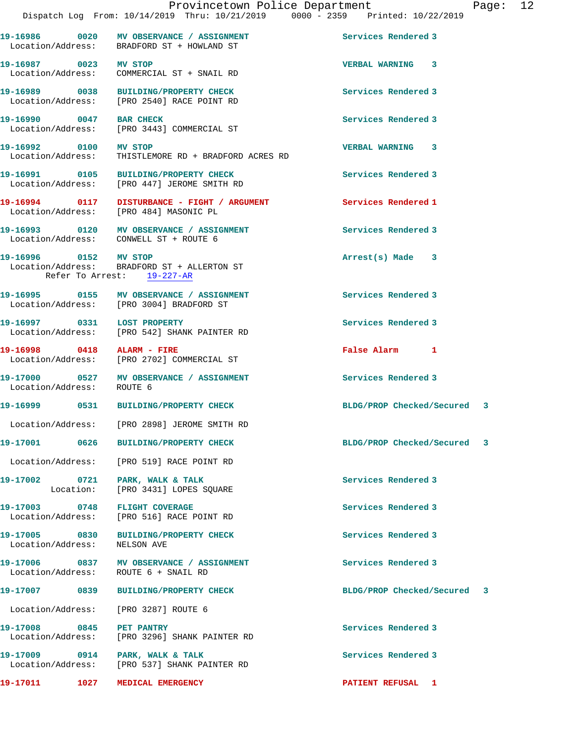19-16986 0020 MV OBSERVANCE / ASSIGNMENT Services Rendered 3
Location/Address: BRADFORD ST + HOWLAND ST

19-16987 0023 MV STOP VERBAL WARNING 3
Location/Address: COMMERCIAL ST + SNAIL RD

19-16989 0038 BUILDING/PROPERTY CHECK Services Rendered 3
Location/Address: [PRO 2540] RACE POINT RD

19-16990 0047 BAR CHECK Services Rendered 3
Location/Address: [PRO 3443] COMMERCIAL ST

19-16992 0100 MV STOP VERBAL WARNING 3
Location/Address: THISTLEMORE RD + BRADFORD ACRES RD

19-16991 0105 BUILDING/PROPERTY CHECK Services Rendered 3
Location/Address: [PRO 447] JEROME SMITH RD

19-16994 0117 DISTURBANCE - FIGHT / ARGUMENT Services Rendered 1
Location/Address: [PRO 484] MASONIC PL

19-16993 0120 MV OBSERVANCE / ASSIGNMENT Services Rendered 3
Location/Address: CONWELL ST + ROUTE 6

19-16996 0152 MV STOP Arrest(s) Made 3
Location/Address: BRADFORD ST + ALLERTON ST
Refer To Arrest: 19-227-AR

19-16995 0155 MV OBSERVANCE / ASSIGNMENT Services Rendered 3
Location/Address: [PRO 3004] BRADFORD ST

19-16997 0331 LOST PROPERTY Services Rendered 3
Location/Address: [PRO 542] SHANK PAINTER RD

19-16998 0418 ALARM - FIRE False Alarm 1
Location/Address: [PRO 2702] COMMERCIAL ST

19-17000 0527 MV OBSERVANCE / ASSIGNMENT Services Rendered 3
Location/Address: ROUTE 6

19-16999 0531 BUILDING/PROPERTY CHECK BLDG/PROP Checked/Secured 3
Location/Address: [PRO 2898] JEROME SMITH RD

19-17001 0626 BUILDING/PROPERTY CHECK BLDG/PROP Checked/Secured 3
Location/Address: [PRO 519] RACE POINT RD

19-17002 0721 PARK, WALK & TALK Services Rendered 3
Location: [PRO 3431] LOPES SQUARE

19-17003 0748 FLIGHT COVERAGE Services Rendered 3
Location/Address: [PRO 516] RACE POINT RD

19-17005 0830 BUILDING/PROPERTY CHECK Services Rendered 3
Location/Address: NELSON AVE

19-17006 0837 MV OBSERVANCE / ASSIGNMENT Services Rendered 3
Location/Address: ROUTE 6 + SNAIL RD

19-17007 0839 BUILDING/PROPERTY CHECK BLDG/PROP Checked/Secured 3
Location/Address: [PRO 3287] ROUTE 6

19-17008 0845 PET PANTRY Services Rendered 3
Location/Address: [PRO 3296] SHANK PAINTER RD

19-17009 0914 PARK, WALK & TALK Services Rendered 3
Location/Address: [PRO 537] SHANK PAINTER RD

19-17011 1027 MEDICAL EMERGENCY PATIENT REFUSAL 1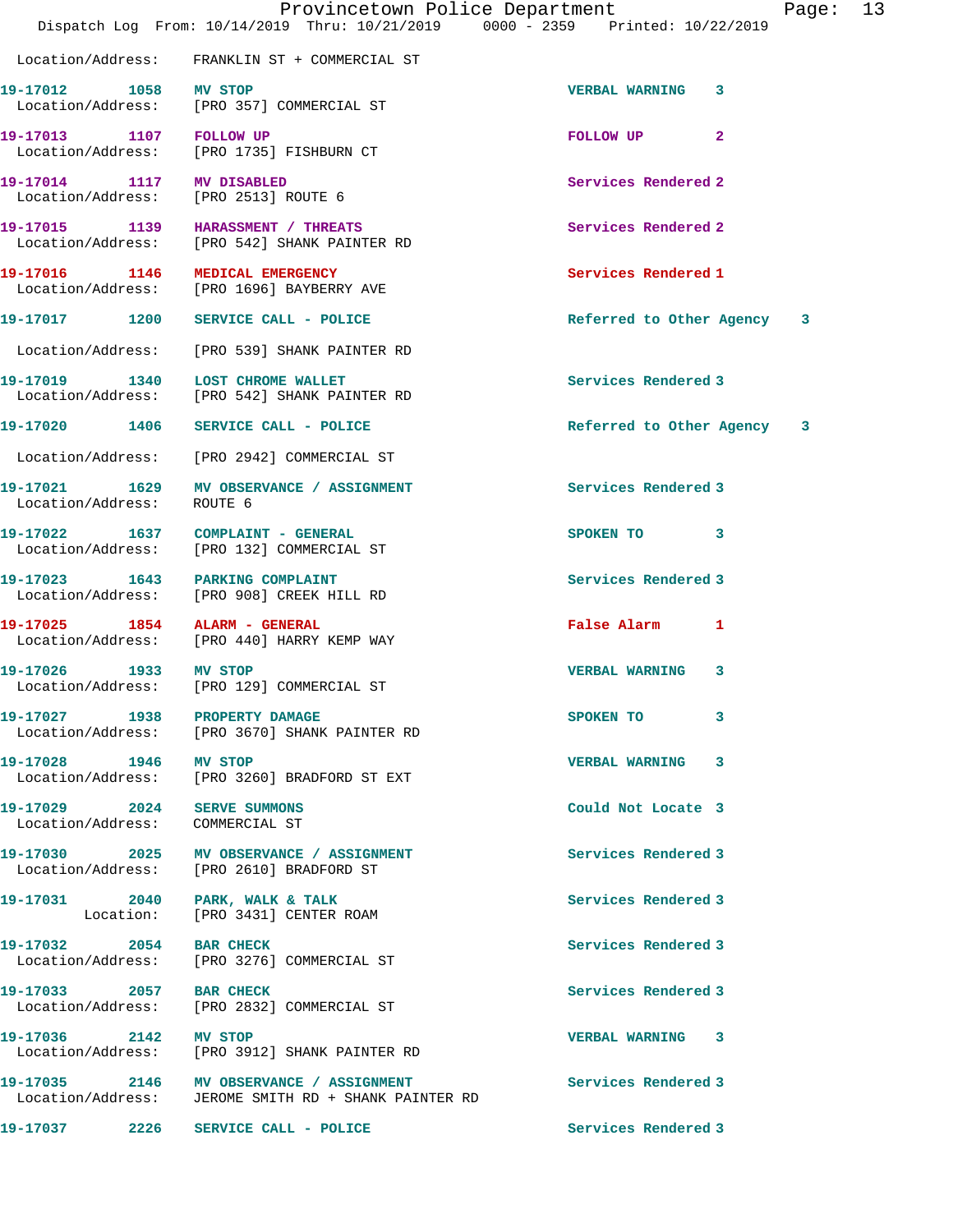Location/Address: FRANKLIN ST + COMMERCIAL ST

| Call # | Time | Call Reason | Action | Priority |
|---|---|---|---|---|
| 19-17012 | 1058 | MV STOP | VERBAL WARNING | 3 |
| | | Location/Address: [PRO 357] COMMERCIAL ST | | |
| 19-17013 | 1107 | FOLLOW UP | FOLLOW UP | 2 |
| | | Location/Address: [PRO 1735] FISHBURN CT | | |
| 19-17014 | 1117 | MV DISABLED | Services Rendered | 2 |
| | | Location/Address: [PRO 2513] ROUTE 6 | | |
| 19-17015 | 1139 | HARASSMENT / THREATS | Services Rendered | 2 |
| | | Location/Address: [PRO 542] SHANK PAINTER RD | | |
| 19-17016 | 1146 | MEDICAL EMERGENCY | Services Rendered | 1 |
| | | Location/Address: [PRO 1696] BAYBERRY AVE | | |
| 19-17017 | 1200 | SERVICE CALL - POLICE | Referred to Other Agency | 3 |
| | | Location/Address: [PRO 539] SHANK PAINTER RD | | |
| 19-17019 | 1340 | LOST CHROME WALLET | Services Rendered | 3 |
| | | Location/Address: [PRO 542] SHANK PAINTER RD | | |
| 19-17020 | 1406 | SERVICE CALL - POLICE | Referred to Other Agency | 3 |
| | | Location/Address: [PRO 2942] COMMERCIAL ST | | |
| 19-17021 | 1629 | MV OBSERVANCE / ASSIGNMENT | Services Rendered | 3 |
| | | Location/Address: ROUTE 6 | | |
| 19-17022 | 1637 | COMPLAINT - GENERAL | SPOKEN TO | 3 |
| | | Location/Address: [PRO 132] COMMERCIAL ST | | |
| 19-17023 | 1643 | PARKING COMPLAINT | Services Rendered | 3 |
| | | Location/Address: [PRO 908] CREEK HILL RD | | |
| 19-17025 | 1854 | ALARM - GENERAL | False Alarm | 1 |
| | | Location/Address: [PRO 440] HARRY KEMP WAY | | |
| 19-17026 | 1933 | MV STOP | VERBAL WARNING | 3 |
| | | Location/Address: [PRO 129] COMMERCIAL ST | | |
| 19-17027 | 1938 | PROPERTY DAMAGE | SPOKEN TO | 3 |
| | | Location/Address: [PRO 3670] SHANK PAINTER RD | | |
| 19-17028 | 1946 | MV STOP | VERBAL WARNING | 3 |
| | | Location/Address: [PRO 3260] BRADFORD ST EXT | | |
| 19-17029 | 2024 | SERVE SUMMONS | Could Not Locate | 3 |
| | | Location/Address: COMMERCIAL ST | | |
| 19-17030 | 2025 | MV OBSERVANCE / ASSIGNMENT | Services Rendered | 3 |
| | | Location/Address: [PRO 2610] BRADFORD ST | | |
| 19-17031 | 2040 | PARK, WALK & TALK | Services Rendered | 3 |
| | | Location: [PRO 3431] CENTER ROAM | | |
| 19-17032 | 2054 | BAR CHECK | Services Rendered | 3 |
| | | Location/Address: [PRO 3276] COMMERCIAL ST | | |
| 19-17033 | 2057 | BAR CHECK | Services Rendered | 3 |
| | | Location/Address: [PRO 2832] COMMERCIAL ST | | |
| 19-17036 | 2142 | MV STOP | VERBAL WARNING | 3 |
| | | Location/Address: [PRO 3912] SHANK PAINTER RD | | |
| 19-17035 | 2146 | MV OBSERVANCE / ASSIGNMENT | Services Rendered | 3 |
| | | Location/Address: JEROME SMITH RD + SHANK PAINTER RD | | |
| 19-17037 | 2226 | SERVICE CALL - POLICE | Services Rendered | 3 |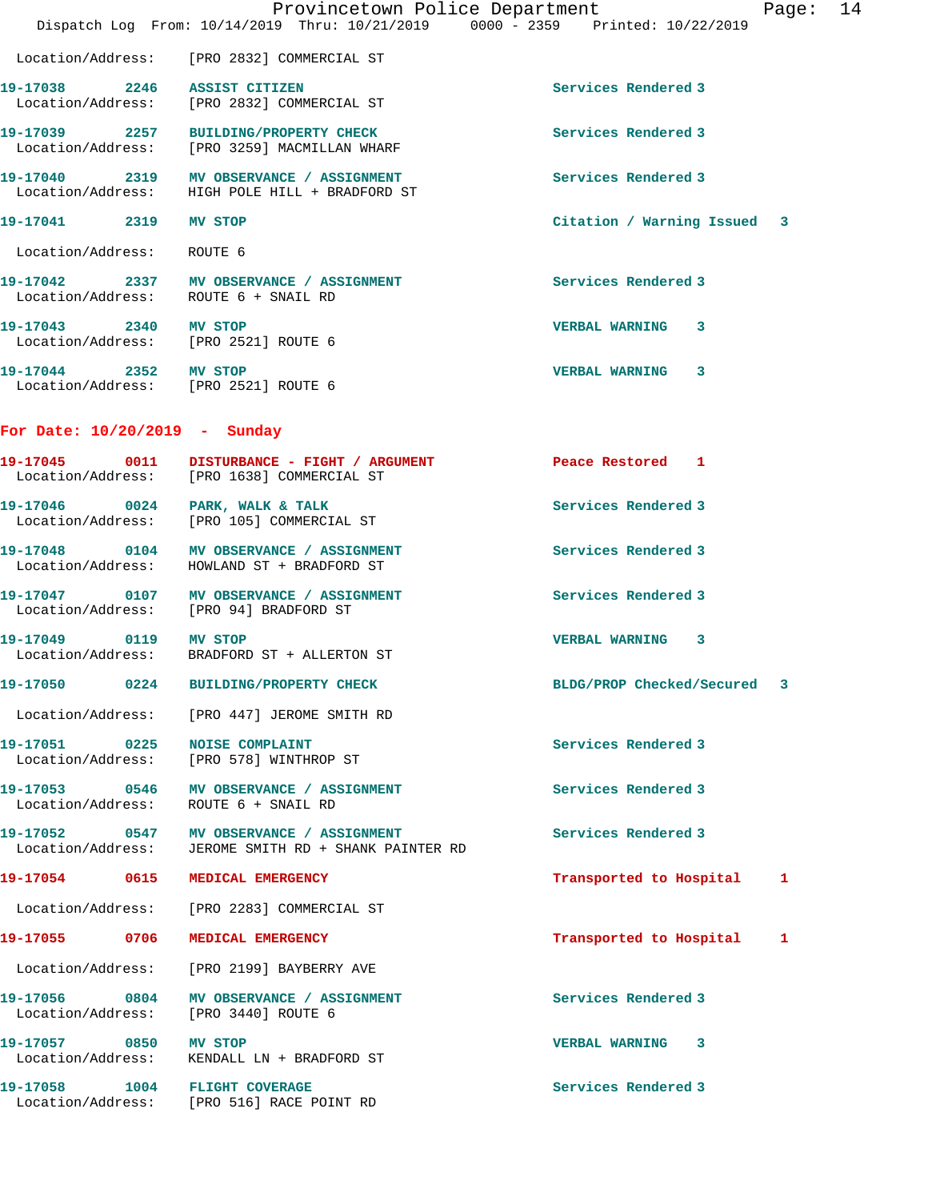Location/Address: [PRO 2832] COMMERCIAL ST

**19-17038** 2246 **ASSIST CITIZEN** Services Rendered 3
Location/Address: [PRO 2832] COMMERCIAL ST

**19-17039** 2257 **BUILDING/PROPERTY CHECK** Services Rendered 3
Location/Address: [PRO 3259] MACMILLAN WHARF

**19-17040** 2319 **MV OBSERVANCE / ASSIGNMENT** Services Rendered 3
Location/Address: HIGH POLE HILL + BRADFORD ST

**19-17041** 2319 **MV STOP** Citation / Warning Issued 3
Location/Address: ROUTE 6

**19-17042** 2337 **MV OBSERVANCE / ASSIGNMENT** Services Rendered 3
Location/Address: ROUTE 6 + SNAIL RD

**19-17043** 2340 **MV STOP** VERBAL WARNING 3
Location/Address: [PRO 2521] ROUTE 6

**19-17044** 2352 **MV STOP** VERBAL WARNING 3
Location/Address: [PRO 2521] ROUTE 6

## For Date: 10/20/2019 - Sunday

**19-17045** 0011 **DISTURBANCE - FIGHT / ARGUMENT** Peace Restored 1
Location/Address: [PRO 1638] COMMERCIAL ST

**19-17046** 0024 **PARK, WALK & TALK** Services Rendered 3
Location/Address: [PRO 105] COMMERCIAL ST

**19-17048** 0104 **MV OBSERVANCE / ASSIGNMENT** Services Rendered 3
Location/Address: HOWLAND ST + BRADFORD ST

**19-17047** 0107 **MV OBSERVANCE / ASSIGNMENT** Services Rendered 3
Location/Address: [PRO 94] BRADFORD ST

**19-17049** 0119 **MV STOP** VERBAL WARNING 3
Location/Address: BRADFORD ST + ALLERTON ST

**19-17050** 0224 **BUILDING/PROPERTY CHECK** BLDG/PROP Checked/Secured 3
Location/Address: [PRO 447] JEROME SMITH RD

**19-17051** 0225 **NOISE COMPLAINT** Services Rendered 3
Location/Address: [PRO 578] WINTHROP ST

**19-17053** 0546 **MV OBSERVANCE / ASSIGNMENT** Services Rendered 3
Location/Address: ROUTE 6 + SNAIL RD

**19-17052** 0547 **MV OBSERVANCE / ASSIGNMENT** Services Rendered 3
Location/Address: JEROME SMITH RD + SHANK PAINTER RD

**19-17054** 0615 **MEDICAL EMERGENCY** Transported to Hospital 1
Location/Address: [PRO 2283] COMMERCIAL ST

**19-17055** 0706 **MEDICAL EMERGENCY** Transported to Hospital 1
Location/Address: [PRO 2199] BAYBERRY AVE

**19-17056** 0804 **MV OBSERVANCE / ASSIGNMENT** Services Rendered 3
Location/Address: [PRO 3440] ROUTE 6

**19-17057** 0850 **MV STOP** VERBAL WARNING 3
Location/Address: KENDALL LN + BRADFORD ST

**19-17058** 1004 **FLIGHT COVERAGE** Services Rendered 3
Location/Address: [PRO 516] RACE POINT RD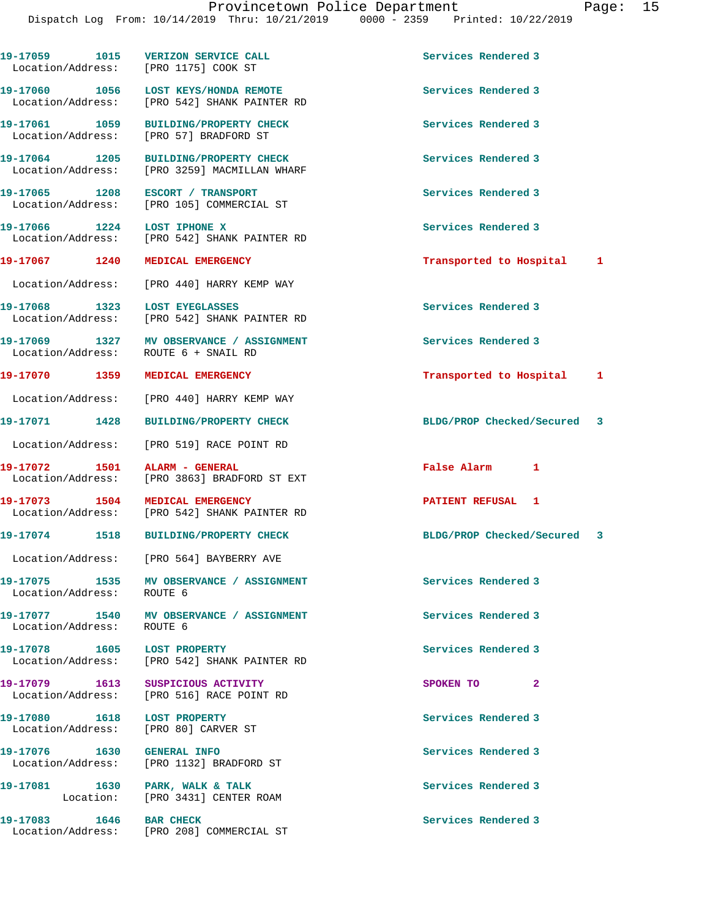| Call Number | Time | Call Reason | Action |
|---|---|---|---|
| 19-17059 | 1015 | VERIZON SERVICE CALL | Services Rendered 3 |
| | | Location/Address: [PRO 1175] COOK ST | |
| 19-17060 | 1056 | LOST KEYS/HONDA REMOTE | Services Rendered 3 |
| | | Location/Address: [PRO 542] SHANK PAINTER RD | |
| 19-17061 | 1059 | BUILDING/PROPERTY CHECK | Services Rendered 3 |
| | | Location/Address: [PRO 57] BRADFORD ST | |
| 19-17064 | 1205 | BUILDING/PROPERTY CHECK | Services Rendered 3 |
| | | Location/Address: [PRO 3259] MACMILLAN WHARF | |
| 19-17065 | 1208 | ESCORT / TRANSPORT | Services Rendered 3 |
| | | Location/Address: [PRO 105] COMMERCIAL ST | |
| 19-17066 | 1224 | LOST IPHONE X | Services Rendered 3 |
| | | Location/Address: [PRO 542] SHANK PAINTER RD | |
| 19-17067 | 1240 | MEDICAL EMERGENCY | Transported to Hospital 1 |
| | | Location/Address: [PRO 440] HARRY KEMP WAY | |
| 19-17068 | 1323 | LOST EYEGLASSES | Services Rendered 3 |
| | | Location/Address: [PRO 542] SHANK PAINTER RD | |
| 19-17069 | 1327 | MV OBSERVANCE / ASSIGNMENT | Services Rendered 3 |
| | | Location/Address: ROUTE 6 + SNAIL RD | |
| 19-17070 | 1359 | MEDICAL EMERGENCY | Transported to Hospital 1 |
| | | Location/Address: [PRO 440] HARRY KEMP WAY | |
| 19-17071 | 1428 | BUILDING/PROPERTY CHECK | BLDG/PROP Checked/Secured 3 |
| | | Location/Address: [PRO 519] RACE POINT RD | |
| 19-17072 | 1501 | ALARM - GENERAL | False Alarm 1 |
| | | Location/Address: [PRO 3863] BRADFORD ST EXT | |
| 19-17073 | 1504 | MEDICAL EMERGENCY | PATIENT REFUSAL 1 |
| | | Location/Address: [PRO 542] SHANK PAINTER RD | |
| 19-17074 | 1518 | BUILDING/PROPERTY CHECK | BLDG/PROP Checked/Secured 3 |
| | | Location/Address: [PRO 564] BAYBERRY AVE | |
| 19-17075 | 1535 | MV OBSERVANCE / ASSIGNMENT | Services Rendered 3 |
| | | Location/Address: ROUTE 6 | |
| 19-17077 | 1540 | MV OBSERVANCE / ASSIGNMENT | Services Rendered 3 |
| | | Location/Address: ROUTE 6 | |
| 19-17078 | 1605 | LOST PROPERTY | Services Rendered 3 |
| | | Location/Address: [PRO 542] SHANK PAINTER RD | |
| 19-17079 | 1613 | SUSPICIOUS ACTIVITY | SPOKEN TO 2 |
| | | Location/Address: [PRO 516] RACE POINT RD | |
| 19-17080 | 1618 | LOST PROPERTY | Services Rendered 3 |
| | | Location/Address: [PRO 80] CARVER ST | |
| 19-17076 | 1630 | GENERAL INFO | Services Rendered 3 |
| | | Location/Address: [PRO 1132] BRADFORD ST | |
| 19-17081 | 1630 | PARK, WALK & TALK | Services Rendered 3 |
| | | Location: [PRO 3431] CENTER ROAM | |
| 19-17083 | 1646 | BAR CHECK | Services Rendered 3 |
| | | Location/Address: [PRO 208] COMMERCIAL ST | |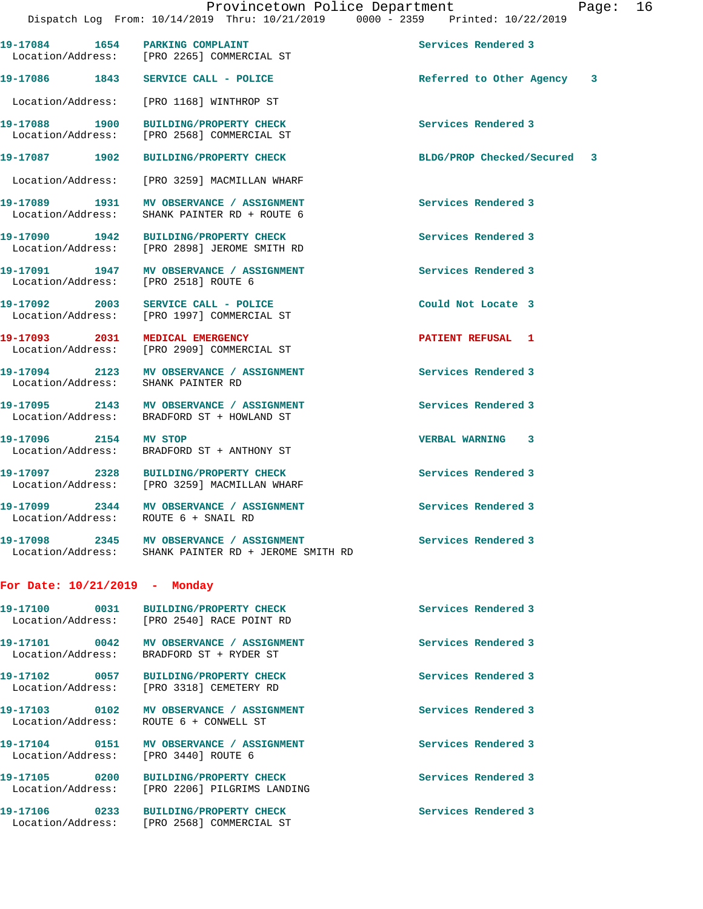| Call Number | Time | Call Reason | Action |
|---|---|---|---|
| 19-17084 | 1654 | PARKING COMPLAINT | Services Rendered 3 |
| Location/Address: | | [PRO 2265] COMMERCIAL ST | |
| 19-17086 | 1843 | SERVICE CALL - POLICE | Referred to Other Agency 3 |
| Location/Address: | | [PRO 1168] WINTHROP ST | |
| 19-17088 | 1900 | BUILDING/PROPERTY CHECK | Services Rendered 3 |
| Location/Address: | | [PRO 2568] COMMERCIAL ST | |
| 19-17087 | 1902 | BUILDING/PROPERTY CHECK | BLDG/PROP Checked/Secured 3 |
| Location/Address: | | [PRO 3259] MACMILLAN WHARF | |
| 19-17089 | 1931 | MV OBSERVANCE / ASSIGNMENT | Services Rendered 3 |
| Location/Address: | | SHANK PAINTER RD + ROUTE 6 | |
| 19-17090 | 1942 | BUILDING/PROPERTY CHECK | Services Rendered 3 |
| Location/Address: | | [PRO 2898] JEROME SMITH RD | |
| 19-17091 | 1947 | MV OBSERVANCE / ASSIGNMENT | Services Rendered 3 |
| Location/Address: | | [PRO 2518] ROUTE 6 | |
| 19-17092 | 2003 | SERVICE CALL - POLICE | Could Not Locate 3 |
| Location/Address: | | [PRO 1997] COMMERCIAL ST | |
| 19-17093 | 2031 | MEDICAL EMERGENCY | PATIENT REFUSAL 1 |
| Location/Address: | | [PRO 2909] COMMERCIAL ST | |
| 19-17094 | 2123 | MV OBSERVANCE / ASSIGNMENT | Services Rendered 3 |
| Location/Address: | | SHANK PAINTER RD | |
| 19-17095 | 2143 | MV OBSERVANCE / ASSIGNMENT | Services Rendered 3 |
| Location/Address: | | BRADFORD ST + HOWLAND ST | |
| 19-17096 | 2154 | MV STOP | VERBAL WARNING 3 |
| Location/Address: | | BRADFORD ST + ANTHONY ST | |
| 19-17097 | 2328 | BUILDING/PROPERTY CHECK | Services Rendered 3 |
| Location/Address: | | [PRO 3259] MACMILLAN WHARF | |
| 19-17099 | 2344 | MV OBSERVANCE / ASSIGNMENT | Services Rendered 3 |
| Location/Address: | | ROUTE 6 + SNAIL RD | |
| 19-17098 | 2345 | MV OBSERVANCE / ASSIGNMENT | Services Rendered 3 |
| Location/Address: | | SHANK PAINTER RD + JEROME SMITH RD | |

## For Date: 10/21/2019 - Monday

| Call Number | Time | Call Reason | Action |
|---|---|---|---|
| 19-17100 | 0031 | BUILDING/PROPERTY CHECK | Services Rendered 3 |
| Location/Address: | | [PRO 2540] RACE POINT RD | |
| 19-17101 | 0042 | MV OBSERVANCE / ASSIGNMENT | Services Rendered 3 |
| Location/Address: | | BRADFORD ST + RYDER ST | |
| 19-17102 | 0057 | BUILDING/PROPERTY CHECK | Services Rendered 3 |
| Location/Address: | | [PRO 3318] CEMETERY RD | |
| 19-17103 | 0102 | MV OBSERVANCE / ASSIGNMENT | Services Rendered 3 |
| Location/Address: | | ROUTE 6 + CONWELL ST | |
| 19-17104 | 0151 | MV OBSERVANCE / ASSIGNMENT | Services Rendered 3 |
| Location/Address: | | [PRO 3440] ROUTE 6 | |
| 19-17105 | 0200 | BUILDING/PROPERTY CHECK | Services Rendered 3 |
| Location/Address: | | [PRO 2206] PILGRIMS LANDING | |
| 19-17106 | 0233 | BUILDING/PROPERTY CHECK | Services Rendered 3 |
| Location/Address: | | [PRO 2568] COMMERCIAL ST | |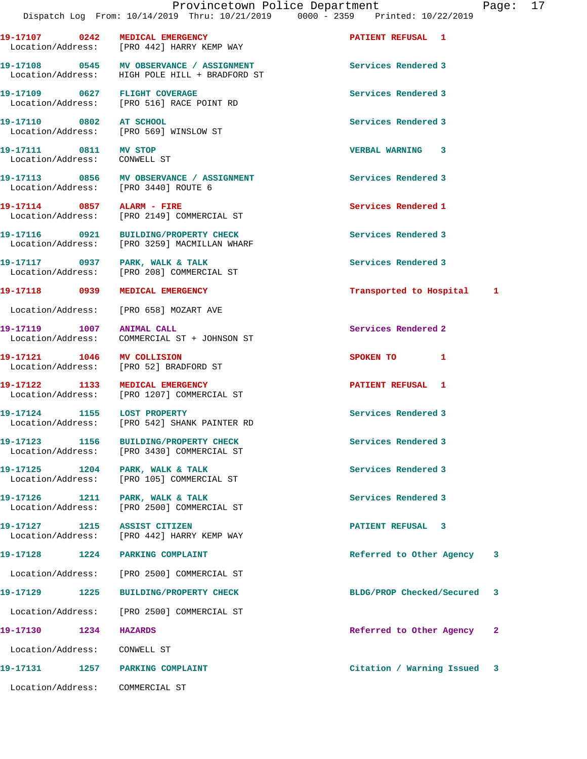19-17107 0242 MEDICAL EMERGENCY PATIENT REFUSAL 1
Location/Address: [PRO 442] HARRY KEMP WAY

19-17108 0545 MV OBSERVANCE / ASSIGNMENT Services Rendered 3
Location/Address: HIGH POLE HILL + BRADFORD ST

19-17109 0627 FLIGHT COVERAGE Services Rendered 3
Location/Address: [PRO 516] RACE POINT RD

19-17110 0802 AT SCHOOL Services Rendered 3
Location/Address: [PRO 569] WINSLOW ST

19-17111 0811 MV STOP VERBAL WARNING 3
Location/Address: CONWELL ST

19-17113 0856 MV OBSERVANCE / ASSIGNMENT Services Rendered 3
Location/Address: [PRO 3440] ROUTE 6

19-17114 0857 ALARM - FIRE Services Rendered 1
Location/Address: [PRO 2149] COMMERCIAL ST

19-17116 0921 BUILDING/PROPERTY CHECK Services Rendered 3
Location/Address: [PRO 3259] MACMILLAN WHARF

19-17117 0937 PARK, WALK & TALK Services Rendered 3
Location/Address: [PRO 208] COMMERCIAL ST

19-17118 0939 MEDICAL EMERGENCY Transported to Hospital 1
Location/Address: [PRO 658] MOZART AVE

19-17119 1007 ANIMAL CALL Services Rendered 2
Location/Address: COMMERCIAL ST + JOHNSON ST

19-17121 1046 MV COLLISION SPOKEN TO 1
Location/Address: [PRO 52] BRADFORD ST

19-17122 1133 MEDICAL EMERGENCY PATIENT REFUSAL 1
Location/Address: [PRO 1207] COMMERCIAL ST

19-17124 1155 LOST PROPERTY Services Rendered 3
Location/Address: [PRO 542] SHANK PAINTER RD

19-17123 1156 BUILDING/PROPERTY CHECK Services Rendered 3
Location/Address: [PRO 3430] COMMERCIAL ST

19-17125 1204 PARK, WALK & TALK Services Rendered 3
Location/Address: [PRO 105] COMMERCIAL ST

19-17126 1211 PARK, WALK & TALK Services Rendered 3
Location/Address: [PRO 2500] COMMERCIAL ST

19-17127 1215 ASSIST CITIZEN PATIENT REFUSAL 3
Location/Address: [PRO 442] HARRY KEMP WAY

19-17128 1224 PARKING COMPLAINT Referred to Other Agency 3
Location/Address: [PRO 2500] COMMERCIAL ST

19-17129 1225 BUILDING/PROPERTY CHECK BLDG/PROP Checked/Secured 3
Location/Address: [PRO 2500] COMMERCIAL ST

19-17130 1234 HAZARDS Referred to Other Agency 2
Location/Address: CONWELL ST

19-17131 1257 PARKING COMPLAINT Citation / Warning Issued 3
Location/Address: COMMERCIAL ST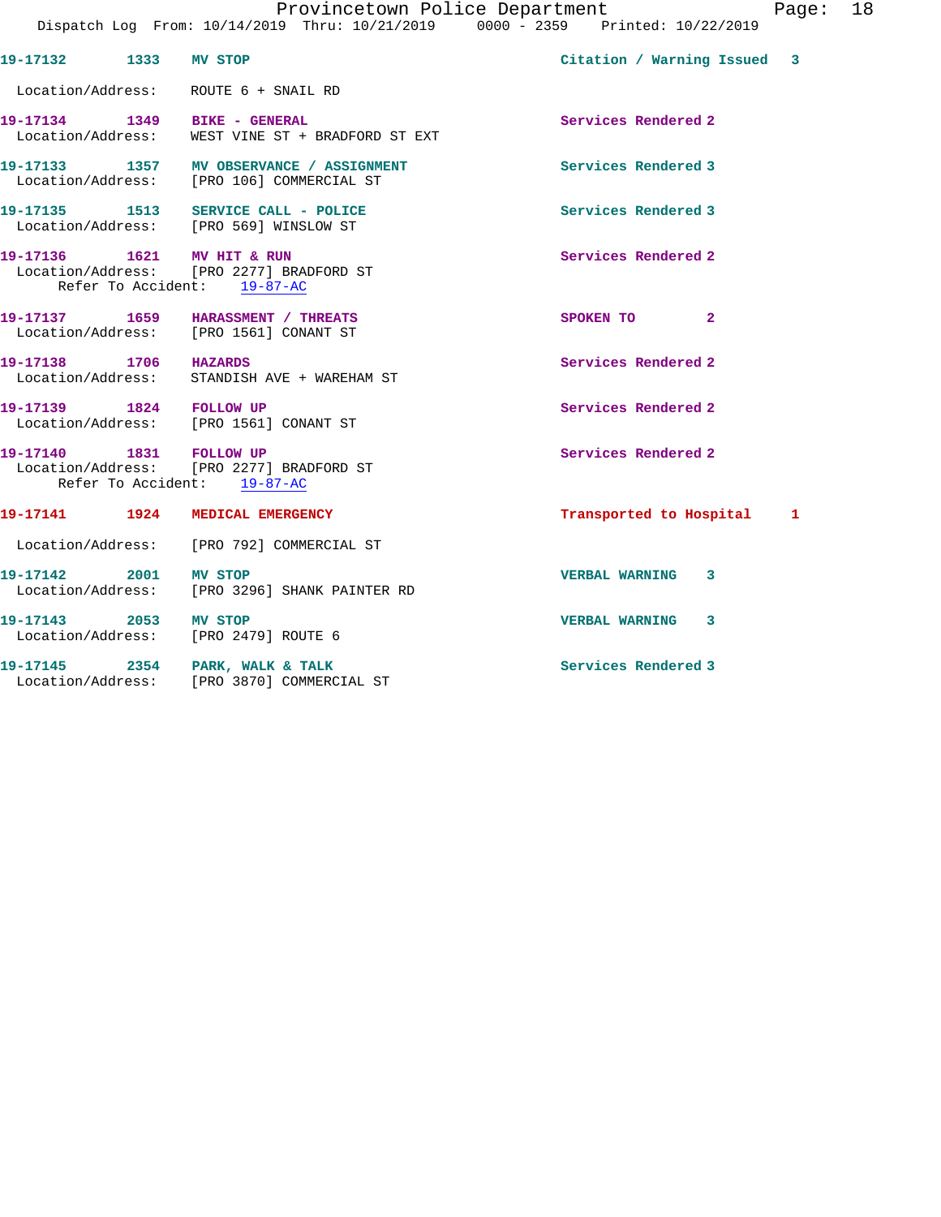19-17132 1333 MV STOP Citation / Warning Issued 3

Location/Address: ROUTE 6 + SNAIL RD

19-17134 1349 BIKE - GENERAL Services Rendered 2
Location/Address: WEST VINE ST + BRADFORD ST EXT

19-17133 1357 MV OBSERVANCE / ASSIGNMENT Services Rendered 3
Location/Address: [PRO 106] COMMERCIAL ST

19-17135 1513 SERVICE CALL - POLICE Services Rendered 3
Location/Address: [PRO 569] WINSLOW ST

19-17136 1621 MV HIT & RUN Services Rendered 2
Location/Address: [PRO 2277] BRADFORD ST
Refer To Accident: 19-87-AC

19-17137 1659 HARASSMENT / THREATS SPOKEN TO 2
Location/Address: [PRO 1561] CONANT ST

19-17138 1706 HAZARDS Services Rendered 2
Location/Address: STANDISH AVE + WAREHAM ST

19-17139 1824 FOLLOW UP Services Rendered 2
Location/Address: [PRO 1561] CONANT ST

19-17140 1831 FOLLOW UP Services Rendered 2
Location/Address: [PRO 2277] BRADFORD ST
Refer To Accident: 19-87-AC

19-17141 1924 MEDICAL EMERGENCY Transported to Hospital 1

Location/Address: [PRO 792] COMMERCIAL ST

19-17142 2001 MV STOP VERBAL WARNING 3
Location/Address: [PRO 3296] SHANK PAINTER RD

19-17143 2053 MV STOP VERBAL WARNING 3
Location/Address: [PRO 2479] ROUTE 6

19-17145 2354 PARK, WALK & TALK Services Rendered 3
Location/Address: [PRO 3870] COMMERCIAL ST